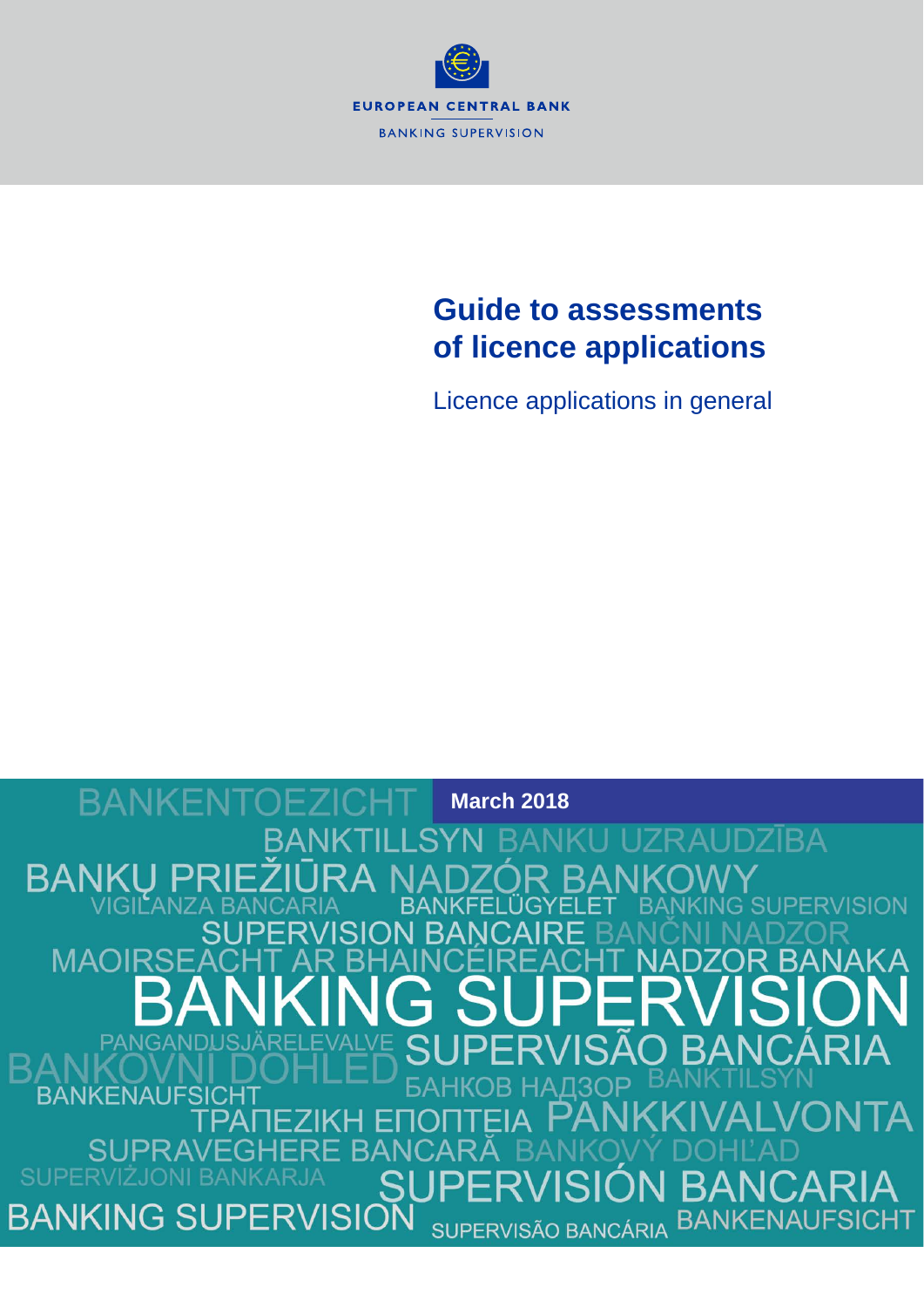EUROPEAN CENTRAL BANK

BANKING SUPERVISION

# Guide to assessments of licence applications

Licence applications in general

March 2018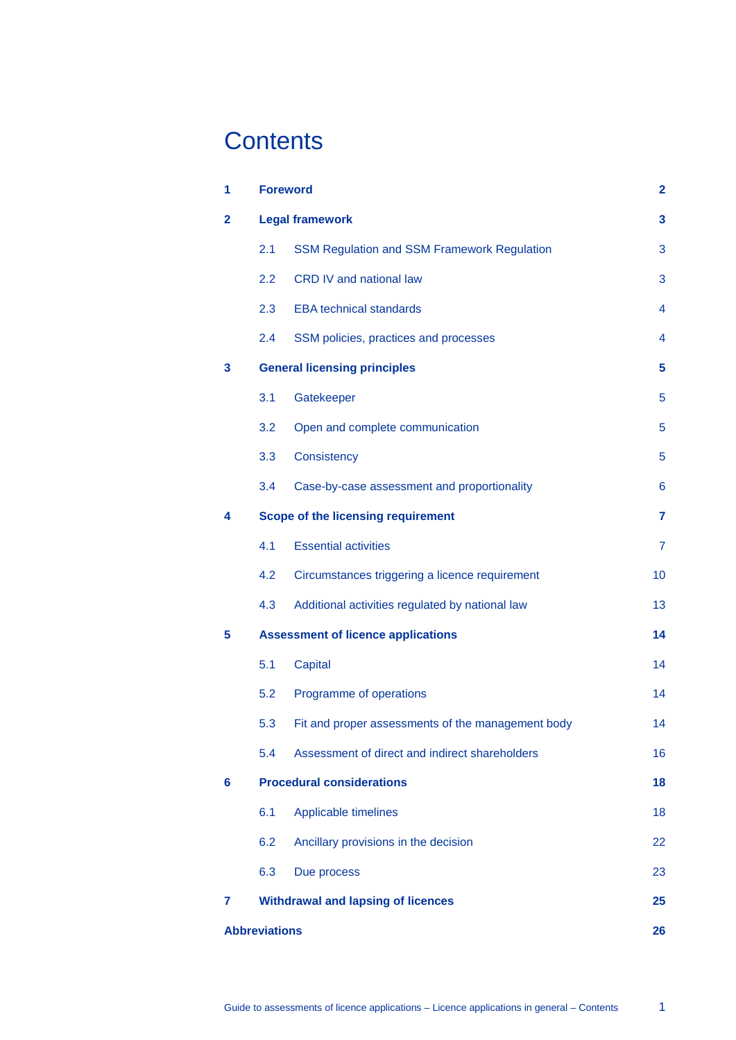# Contents

| | | |
|---|---|---|
| **1** | **Foreword** | **2** |
| **2** | **Legal framework** | **3** |
| 2.1 | SSM Regulation and SSM Framework Regulation | 3 |
| 2.2 | CRD IV and national law | 3 |
| 2.3 | EBA technical standards | 4 |
| 2.4 | SSM policies, practices and processes | 4 |
| **3** | **General licensing principles** | **5** |
| 3.1 | Gatekeeper | 5 |
| 3.2 | Open and complete communication | 5 |
| 3.3 | Consistency | 5 |
| 3.4 | Case-by-case assessment and proportionality | 6 |
| **4** | **Scope of the licensing requirement** | **7** |
| 4.1 | Essential activities | 7 |
| 4.2 | Circumstances triggering a licence requirement | 10 |
| 4.3 | Additional activities regulated by national law | 13 |
| **5** | **Assessment of licence applications** | **14** |
| 5.1 | Capital | 14 |
| 5.2 | Programme of operations | 14 |
| 5.3 | Fit and proper assessments of the management body | 14 |
| 5.4 | Assessment of direct and indirect shareholders | 16 |
| **6** | **Procedural considerations** | **18** |
| 6.1 | Applicable timelines | 18 |
| 6.2 | Ancillary provisions in the decision | 22 |
| 6.3 | Due process | 23 |
| **7** | **Withdrawal and lapsing of licences** | **25** |
| **Abbreviations** | | **26** |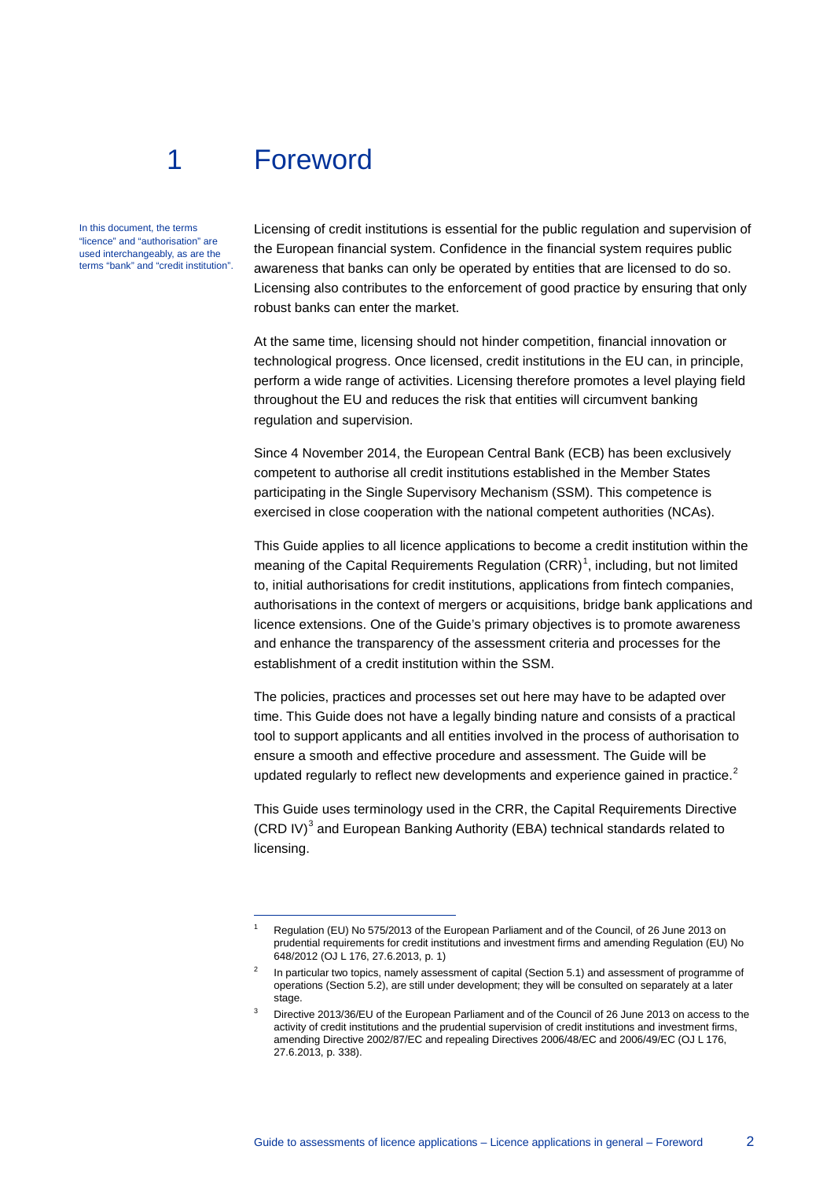# 1 Foreword

In this document, the terms "licence" and "authorisation" are used interchangeably, as are the terms "bank" and "credit institution".

Licensing of credit institutions is essential for the public regulation and supervision of the European financial system. Confidence in the financial system requires public awareness that banks can only be operated by entities that are licensed to do so. Licensing also contributes to the enforcement of good practice by ensuring that only robust banks can enter the market.

At the same time, licensing should not hinder competition, financial innovation or technological progress. Once licensed, credit institutions in the EU can, in principle, perform a wide range of activities. Licensing therefore promotes a level playing field throughout the EU and reduces the risk that entities will circumvent banking regulation and supervision.

Since 4 November 2014, the European Central Bank (ECB) has been exclusively competent to authorise all credit institutions established in the Member States participating in the Single Supervisory Mechanism (SSM). This competence is exercised in close cooperation with the national competent authorities (NCAs).

This Guide applies to all licence applications to become a credit institution within the meaning of the Capital Requirements Regulation (CRR)[1], including, but not limited to, initial authorisations for credit institutions, applications from fintech companies, authorisations in the context of mergers or acquisitions, bridge bank applications and licence extensions. One of the Guide's primary objectives is to promote awareness and enhance the transparency of the assessment criteria and processes for the establishment of a credit institution within the SSM.

The policies, practices and processes set out here may have to be adapted over time. This Guide does not have a legally binding nature and consists of a practical tool to support applicants and all entities involved in the process of authorisation to ensure a smooth and effective procedure and assessment. The Guide will be updated regularly to reflect new developments and experience gained in practice.[2]

This Guide uses terminology used in the CRR, the Capital Requirements Directive (CRD IV)[3] and European Banking Authority (EBA) technical standards related to licensing.

---

[1] Regulation (EU) No 575/2013 of the European Parliament and of the Council, of 26 June 2013 on prudential requirements for credit institutions and investment firms and amending Regulation (EU) No 648/2012 (OJ L 176, 27.6.2013, p. 1)

[2] In particular two topics, namely assessment of capital (Section 5.1) and assessment of programme of operations (Section 5.2), are still under development; they will be consulted on separately at a later stage.

[3] Directive 2013/36/EU of the European Parliament and of the Council of 26 June 2013 on access to the activity of credit institutions and the prudential supervision of credit institutions and investment firms, amending Directive 2002/87/EC and repealing Directives 2006/48/EC and 2006/49/EC (OJ L 176, 27.6.2013, p. 338).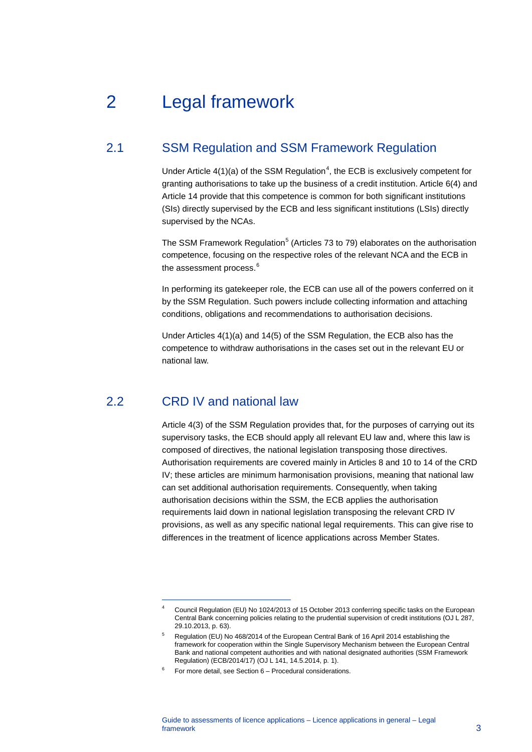# 2 Legal framework

## 2.1 SSM Regulation and SSM Framework Regulation

Under Article 4(1)(a) of the SSM Regulation[4], the ECB is exclusively competent for granting authorisations to take up the business of a credit institution. Article 6(4) and Article 14 provide that this competence is common for both significant institutions (SIs) directly supervised by the ECB and less significant institutions (LSIs) directly supervised by the NCAs.

The SSM Framework Regulation[5] (Articles 73 to 79) elaborates on the authorisation competence, focusing on the respective roles of the relevant NCA and the ECB in the assessment process.[6]

In performing its gatekeeper role, the ECB can use all of the powers conferred on it by the SSM Regulation. Such powers include collecting information and attaching conditions, obligations and recommendations to authorisation decisions.

Under Articles 4(1)(a) and 14(5) of the SSM Regulation, the ECB also has the competence to withdraw authorisations in the cases set out in the relevant EU or national law.

## 2.2 CRD IV and national law

Article 4(3) of the SSM Regulation provides that, for the purposes of carrying out its supervisory tasks, the ECB should apply all relevant EU law and, where this law is composed of directives, the national legislation transposing those directives. Authorisation requirements are covered mainly in Articles 8 and 10 to 14 of the CRD IV; these articles are minimum harmonisation provisions, meaning that national law can set additional authorisation requirements. Consequently, when taking authorisation decisions within the SSM, the ECB applies the authorisation requirements laid down in national legislation transposing the relevant CRD IV provisions, as well as any specific national legal requirements. This can give rise to differences in the treatment of licence applications across Member States.

---

[4] Council Regulation (EU) No 1024/2013 of 15 October 2013 conferring specific tasks on the European Central Bank concerning policies relating to the prudential supervision of credit institutions (OJ L 287, 29.10.2013, p. 63).

[5] Regulation (EU) No 468/2014 of the European Central Bank of 16 April 2014 establishing the framework for cooperation within the Single Supervisory Mechanism between the European Central Bank and national competent authorities and with national designated authorities (SSM Framework Regulation) (ECB/2014/17) (OJ L 141, 14.5.2014, p. 1).

[6] For more detail, see Section 6 – Procedural considerations.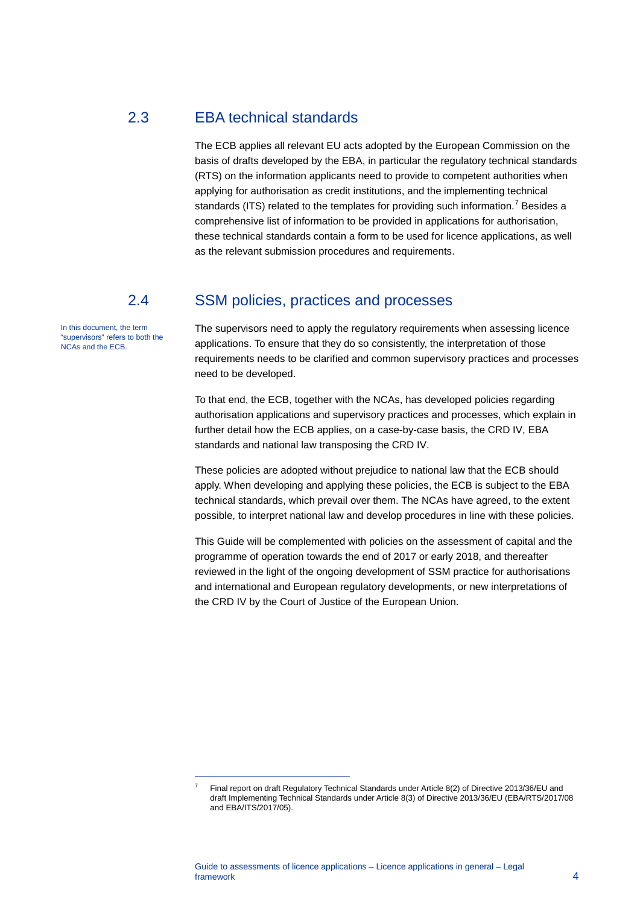## 2.3 EBA technical standards

The ECB applies all relevant EU acts adopted by the European Commission on the basis of drafts developed by the EBA, in particular the regulatory technical standards (RTS) on the information applicants need to provide to competent authorities when applying for authorisation as credit institutions, and the implementing technical standards (ITS) related to the templates for providing such information.[7] Besides a comprehensive list of information to be provided in applications for authorisation, these technical standards contain a form to be used for licence applications, as well as the relevant submission procedures and requirements.

## 2.4 SSM policies, practices and processes

In this document, the term "supervisors" refers to both the NCAs and the ECB.

The supervisors need to apply the regulatory requirements when assessing licence applications. To ensure that they do so consistently, the interpretation of those requirements needs to be clarified and common supervisory practices and processes need to be developed.

To that end, the ECB, together with the NCAs, has developed policies regarding authorisation applications and supervisory practices and processes, which explain in further detail how the ECB applies, on a case-by-case basis, the CRD IV, EBA standards and national law transposing the CRD IV.

These policies are adopted without prejudice to national law that the ECB should apply. When developing and applying these policies, the ECB is subject to the EBA technical standards, which prevail over them. The NCAs have agreed, to the extent possible, to interpret national law and develop procedures in line with these policies.

This Guide will be complemented with policies on the assessment of capital and the programme of operation towards the end of 2017 or early 2018, and thereafter reviewed in the light of the ongoing development of SSM practice for authorisations and international and European regulatory developments, or new interpretations of the CRD IV by the Court of Justice of the European Union.

[7] Final report on draft Regulatory Technical Standards under Article 8(2) of Directive 2013/36/EU and draft Implementing Technical Standards under Article 8(3) of Directive 2013/36/EU (EBA/RTS/2017/08 and EBA/ITS/2017/05).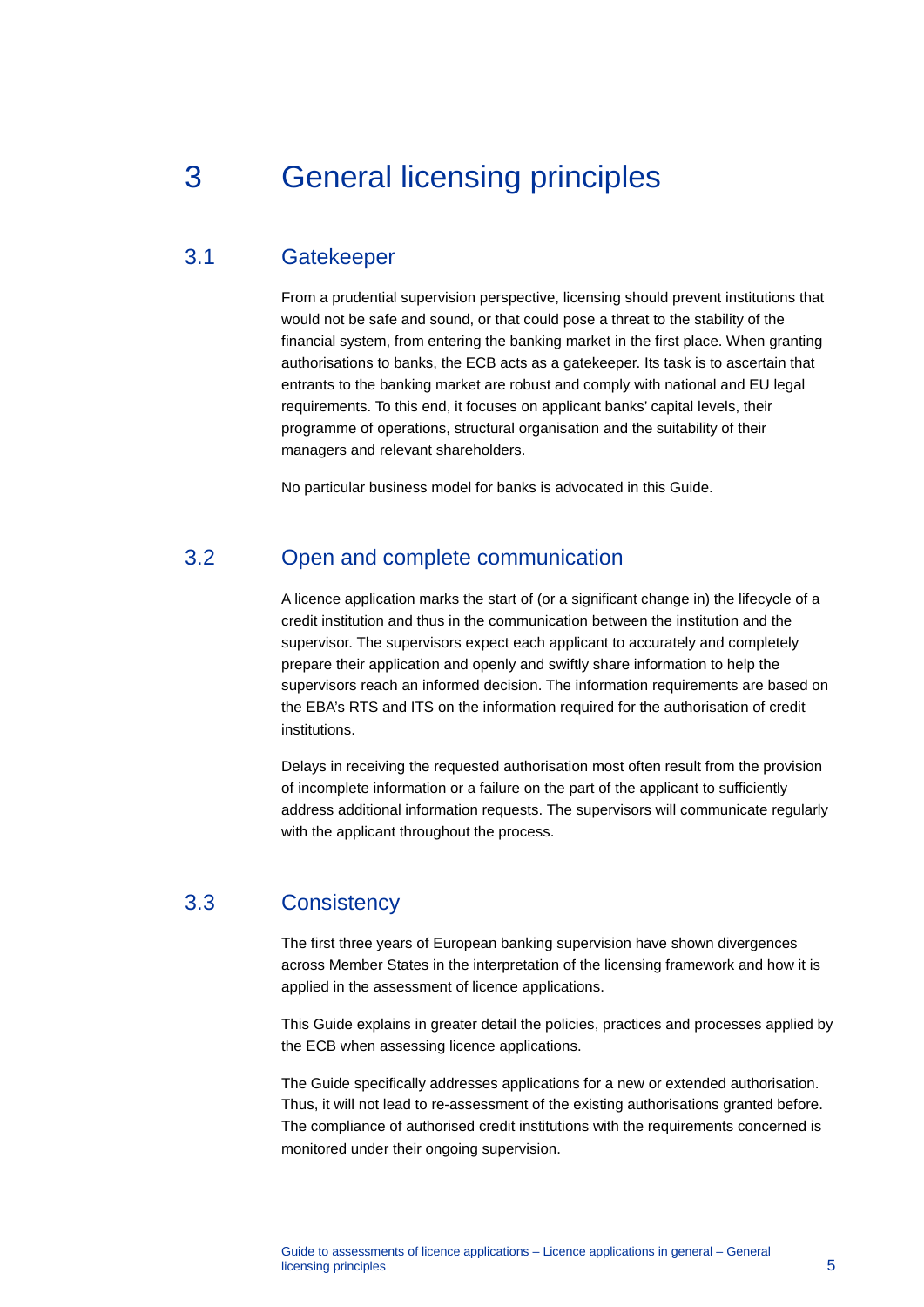# 3 General licensing principles

## 3.1 Gatekeeper

From a prudential supervision perspective, licensing should prevent institutions that would not be safe and sound, or that could pose a threat to the stability of the financial system, from entering the banking market in the first place. When granting authorisations to banks, the ECB acts as a gatekeeper. Its task is to ascertain that entrants to the banking market are robust and comply with national and EU legal requirements. To this end, it focuses on applicant banks' capital levels, their programme of operations, structural organisation and the suitability of their managers and relevant shareholders.

No particular business model for banks is advocated in this Guide.

## 3.2 Open and complete communication

A licence application marks the start of (or a significant change in) the lifecycle of a credit institution and thus in the communication between the institution and the supervisor. The supervisors expect each applicant to accurately and completely prepare their application and openly and swiftly share information to help the supervisors reach an informed decision. The information requirements are based on the EBA's RTS and ITS on the information required for the authorisation of credit institutions.

Delays in receiving the requested authorisation most often result from the provision of incomplete information or a failure on the part of the applicant to sufficiently address additional information requests. The supervisors will communicate regularly with the applicant throughout the process.

## 3.3 Consistency

The first three years of European banking supervision have shown divergences across Member States in the interpretation of the licensing framework and how it is applied in the assessment of licence applications.

This Guide explains in greater detail the policies, practices and processes applied by the ECB when assessing licence applications.

The Guide specifically addresses applications for a new or extended authorisation. Thus, it will not lead to re-assessment of the existing authorisations granted before. The compliance of authorised credit institutions with the requirements concerned is monitored under their ongoing supervision.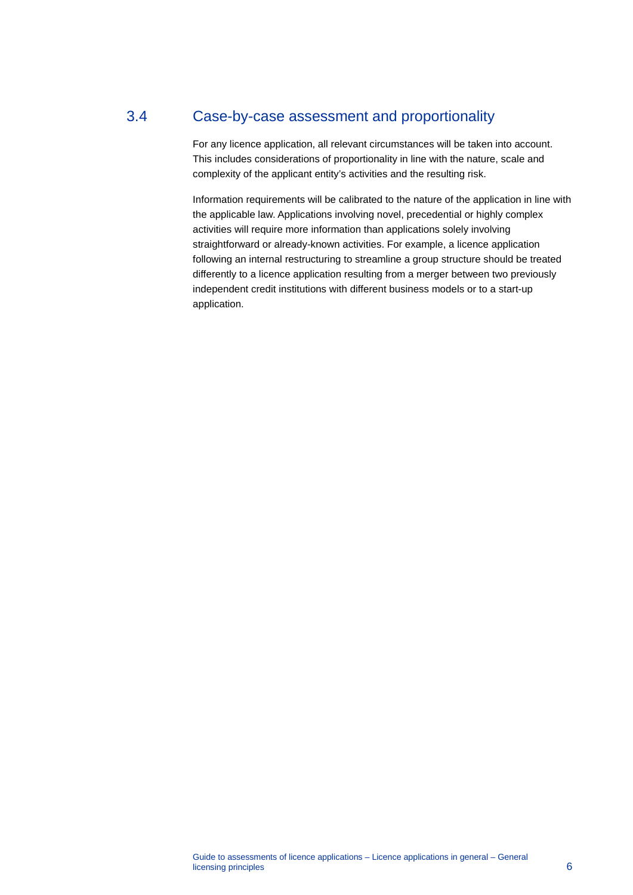## 3.4 Case-by-case assessment and proportionality

For any licence application, all relevant circumstances will be taken into account. This includes considerations of proportionality in line with the nature, scale and complexity of the applicant entity's activities and the resulting risk.

Information requirements will be calibrated to the nature of the application in line with the applicable law. Applications involving novel, precedential or highly complex activities will require more information than applications solely involving straightforward or already-known activities. For example, a licence application following an internal restructuring to streamline a group structure should be treated differently to a licence application resulting from a merger between two previously independent credit institutions with different business models or to a start-up application.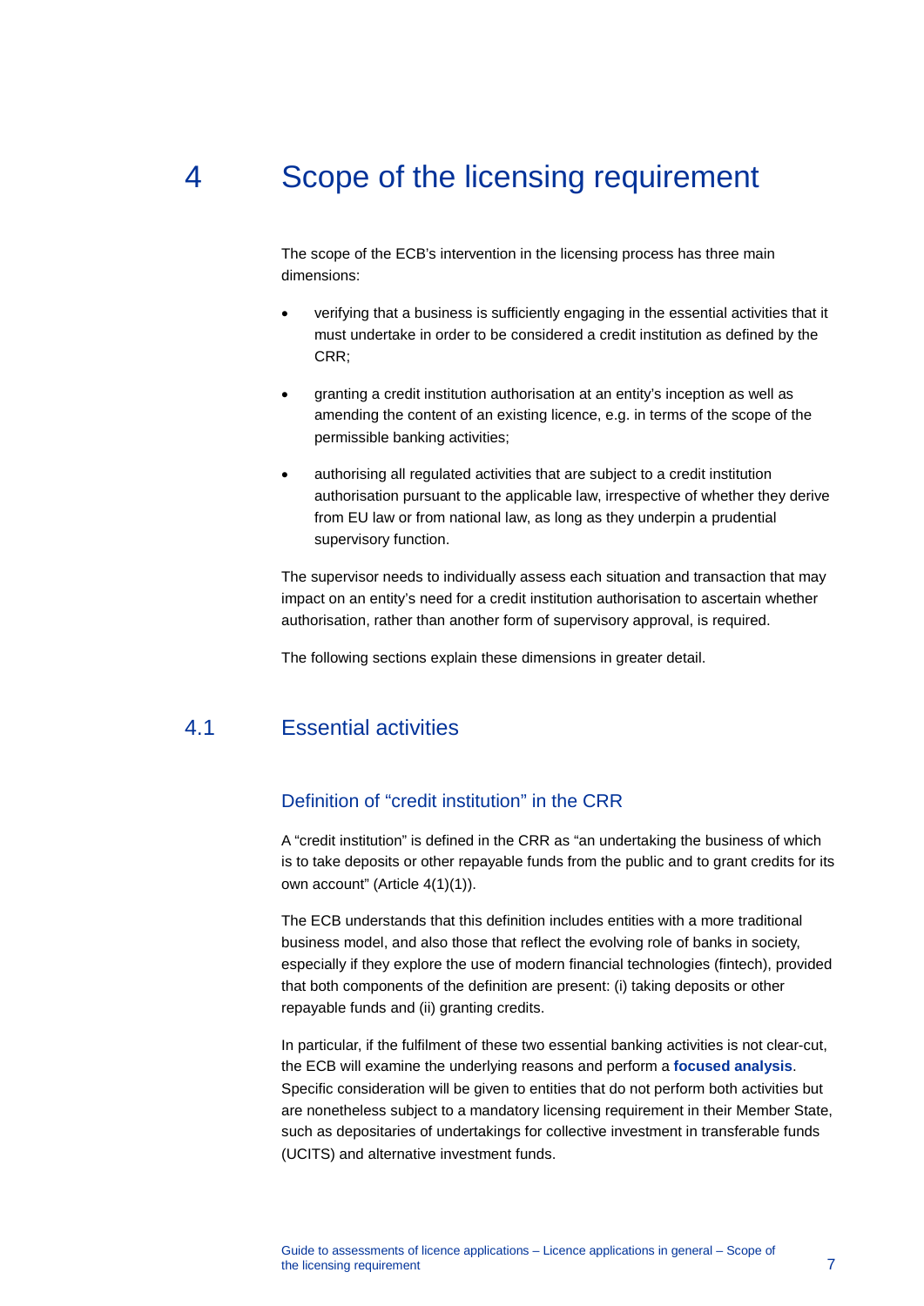# 4 Scope of the licensing requirement

The scope of the ECB's intervention in the licensing process has three main dimensions:

- verifying that a business is sufficiently engaging in the essential activities that it must undertake in order to be considered a credit institution as defined by the CRR;
- granting a credit institution authorisation at an entity's inception as well as amending the content of an existing licence, e.g. in terms of the scope of the permissible banking activities;
- authorising all regulated activities that are subject to a credit institution authorisation pursuant to the applicable law, irrespective of whether they derive from EU law or from national law, as long as they underpin a prudential supervisory function.

The supervisor needs to individually assess each situation and transaction that may impact on an entity's need for a credit institution authorisation to ascertain whether authorisation, rather than another form of supervisory approval, is required.

The following sections explain these dimensions in greater detail.

## 4.1 Essential activities

### Definition of "credit institution" in the CRR

A "credit institution" is defined in the CRR as "an undertaking the business of which is to take deposits or other repayable funds from the public and to grant credits for its own account" (Article 4(1)(1)).

The ECB understands that this definition includes entities with a more traditional business model, and also those that reflect the evolving role of banks in society, especially if they explore the use of modern financial technologies (fintech), provided that both components of the definition are present: (i) taking deposits or other repayable funds and (ii) granting credits.

In particular, if the fulfilment of these two essential banking activities is not clear-cut, the ECB will examine the underlying reasons and perform a **focused analysis**. Specific consideration will be given to entities that do not perform both activities but are nonetheless subject to a mandatory licensing requirement in their Member State, such as depositaries of undertakings for collective investment in transferable funds (UCITS) and alternative investment funds.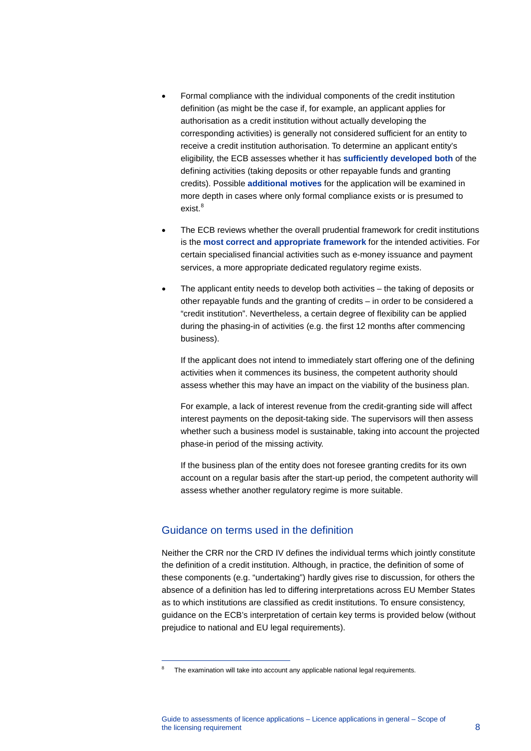- Formal compliance with the individual components of the credit institution definition (as might be the case if, for example, an applicant applies for authorisation as a credit institution without actually developing the corresponding activities) is generally not considered sufficient for an entity to receive a credit institution authorisation. To determine an applicant entity's eligibility, the ECB assesses whether it has **sufficiently developed both** of the defining activities (taking deposits or other repayable funds and granting credits). Possible **additional motives** for the application will be examined in more depth in cases where only formal compliance exists or is presumed to exist.[8]

- The ECB reviews whether the overall prudential framework for credit institutions is the **most correct and appropriate framework** for the intended activities. For certain specialised financial activities such as e-money issuance and payment services, a more appropriate dedicated regulatory regime exists.

- The applicant entity needs to develop both activities – the taking of deposits or other repayable funds and the granting of credits – in order to be considered a "credit institution". Nevertheless, a certain degree of flexibility can be applied during the phasing-in of activities (e.g. the first 12 months after commencing business).

  If the applicant does not intend to immediately start offering one of the defining activities when it commences its business, the competent authority should assess whether this may have an impact on the viability of the business plan.

  For example, a lack of interest revenue from the credit-granting side will affect interest payments on the deposit-taking side. The supervisors will then assess whether such a business model is sustainable, taking into account the projected phase-in period of the missing activity.

  If the business plan of the entity does not foresee granting credits for its own account on a regular basis after the start-up period, the competent authority will assess whether another regulatory regime is more suitable.

## Guidance on terms used in the definition

Neither the CRR nor the CRD IV defines the individual terms which jointly constitute the definition of a credit institution. Although, in practice, the definition of some of these components (e.g. "undertaking") hardly gives rise to discussion, for others the absence of a definition has led to differing interpretations across EU Member States as to which institutions are classified as credit institutions. To ensure consistency, guidance on the ECB's interpretation of certain key terms is provided below (without prejudice to national and EU legal requirements).

---

[8] The examination will take into account any applicable national legal requirements.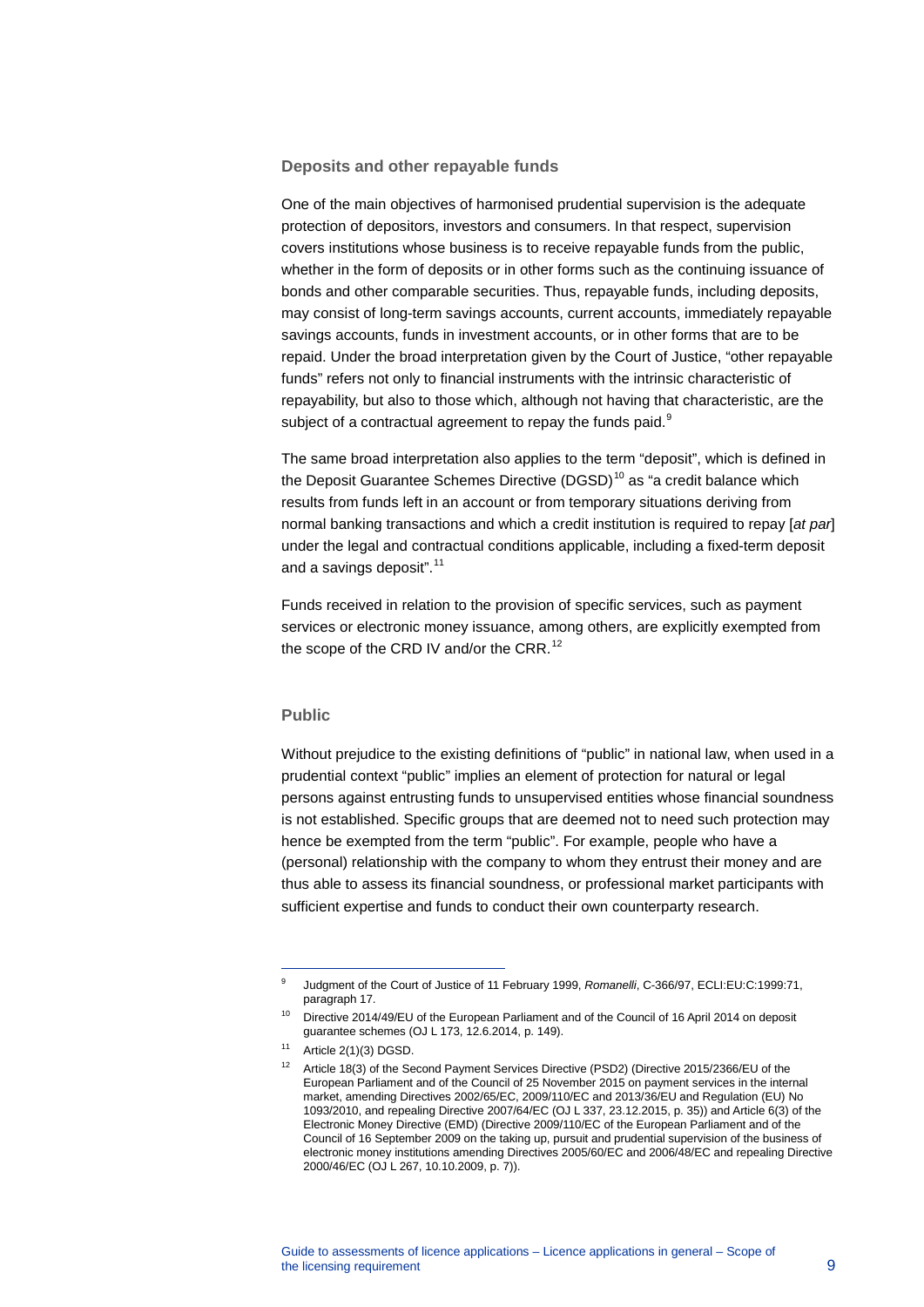### Deposits and other repayable funds

One of the main objectives of harmonised prudential supervision is the adequate protection of depositors, investors and consumers. In that respect, supervision covers institutions whose business is to receive repayable funds from the public, whether in the form of deposits or in other forms such as the continuing issuance of bonds and other comparable securities. Thus, repayable funds, including deposits, may consist of long-term savings accounts, current accounts, immediately repayable savings accounts, funds in investment accounts, or in other forms that are to be repaid. Under the broad interpretation given by the Court of Justice, "other repayable funds" refers not only to financial instruments with the intrinsic characteristic of repayability, but also to those which, although not having that characteristic, are the subject of a contractual agreement to repay the funds paid.[9]

The same broad interpretation also applies to the term "deposit", which is defined in the Deposit Guarantee Schemes Directive (DGSD)[10] as "a credit balance which results from funds left in an account or from temporary situations deriving from normal banking transactions and which a credit institution is required to repay [*at par*] under the legal and contractual conditions applicable, including a fixed-term deposit and a savings deposit".[11]

Funds received in relation to the provision of specific services, such as payment services or electronic money issuance, among others, are explicitly exempted from the scope of the CRD IV and/or the CRR.[12]

### Public

Without prejudice to the existing definitions of "public" in national law, when used in a prudential context "public" implies an element of protection for natural or legal persons against entrusting funds to unsupervised entities whose financial soundness is not established. Specific groups that are deemed not to need such protection may hence be exempted from the term "public". For example, people who have a (personal) relationship with the company to whom they entrust their money and are thus able to assess its financial soundness, or professional market participants with sufficient expertise and funds to conduct their own counterparty research.

---

[9] Judgment of the Court of Justice of 11 February 1999, *Romanelli*, C-366/97, ECLI:EU:C:1999:71, paragraph 17.

[10] Directive 2014/49/EU of the European Parliament and of the Council of 16 April 2014 on deposit guarantee schemes (OJ L 173, 12.6.2014, p. 149).

[11] Article 2(1)(3) DGSD.

[12] Article 18(3) of the Second Payment Services Directive (PSD2) (Directive 2015/2366/EU of the European Parliament and of the Council of 25 November 2015 on payment services in the internal market, amending Directives 2002/65/EC, 2009/110/EC and 2013/36/EU and Regulation (EU) No 1093/2010, and repealing Directive 2007/64/EC (OJ L 337, 23.12.2015, p. 35)) and Article 6(3) of the Electronic Money Directive (EMD) (Directive 2009/110/EC of the European Parliament and of the Council of 16 September 2009 on the taking up, pursuit and prudential supervision of the business of electronic money institutions amending Directives 2005/60/EC and 2006/48/EC and repealing Directive 2000/46/EC (OJ L 267, 10.10.2009, p. 7)).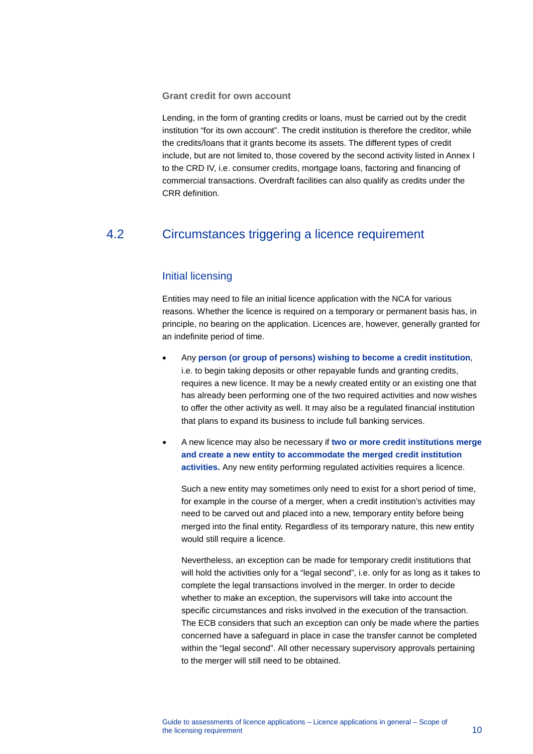#### Grant credit for own account

Lending, in the form of granting credits or loans, must be carried out by the credit institution "for its own account". The credit institution is therefore the creditor, while the credits/loans that it grants become its assets. The different types of credit include, but are not limited to, those covered by the second activity listed in Annex I to the CRD IV, i.e. consumer credits, mortgage loans, factoring and financing of commercial transactions. Overdraft facilities can also qualify as credits under the CRR definition.

## 4.2 Circumstances triggering a licence requirement

### Initial licensing

Entities may need to file an initial licence application with the NCA for various reasons. Whether the licence is required on a temporary or permanent basis has, in principle, no bearing on the application. Licences are, however, generally granted for an indefinite period of time.

- Any **person (or group of persons) wishing to become a credit institution**, i.e. to begin taking deposits or other repayable funds and granting credits, requires a new licence. It may be a newly created entity or an existing one that has already been performing one of the two required activities and now wishes to offer the other activity as well. It may also be a regulated financial institution that plans to expand its business to include full banking services.

- A new licence may also be necessary if **two or more credit institutions merge and create a new entity to accommodate the merged credit institution activities.** Any new entity performing regulated activities requires a licence.

  Such a new entity may sometimes only need to exist for a short period of time, for example in the course of a merger, when a credit institution's activities may need to be carved out and placed into a new, temporary entity before being merged into the final entity. Regardless of its temporary nature, this new entity would still require a licence.

  Nevertheless, an exception can be made for temporary credit institutions that will hold the activities only for a "legal second", i.e. only for as long as it takes to complete the legal transactions involved in the merger. In order to decide whether to make an exception, the supervisors will take into account the specific circumstances and risks involved in the execution of the transaction. The ECB considers that such an exception can only be made where the parties concerned have a safeguard in place in case the transfer cannot be completed within the "legal second". All other necessary supervisory approvals pertaining to the merger will still need to be obtained.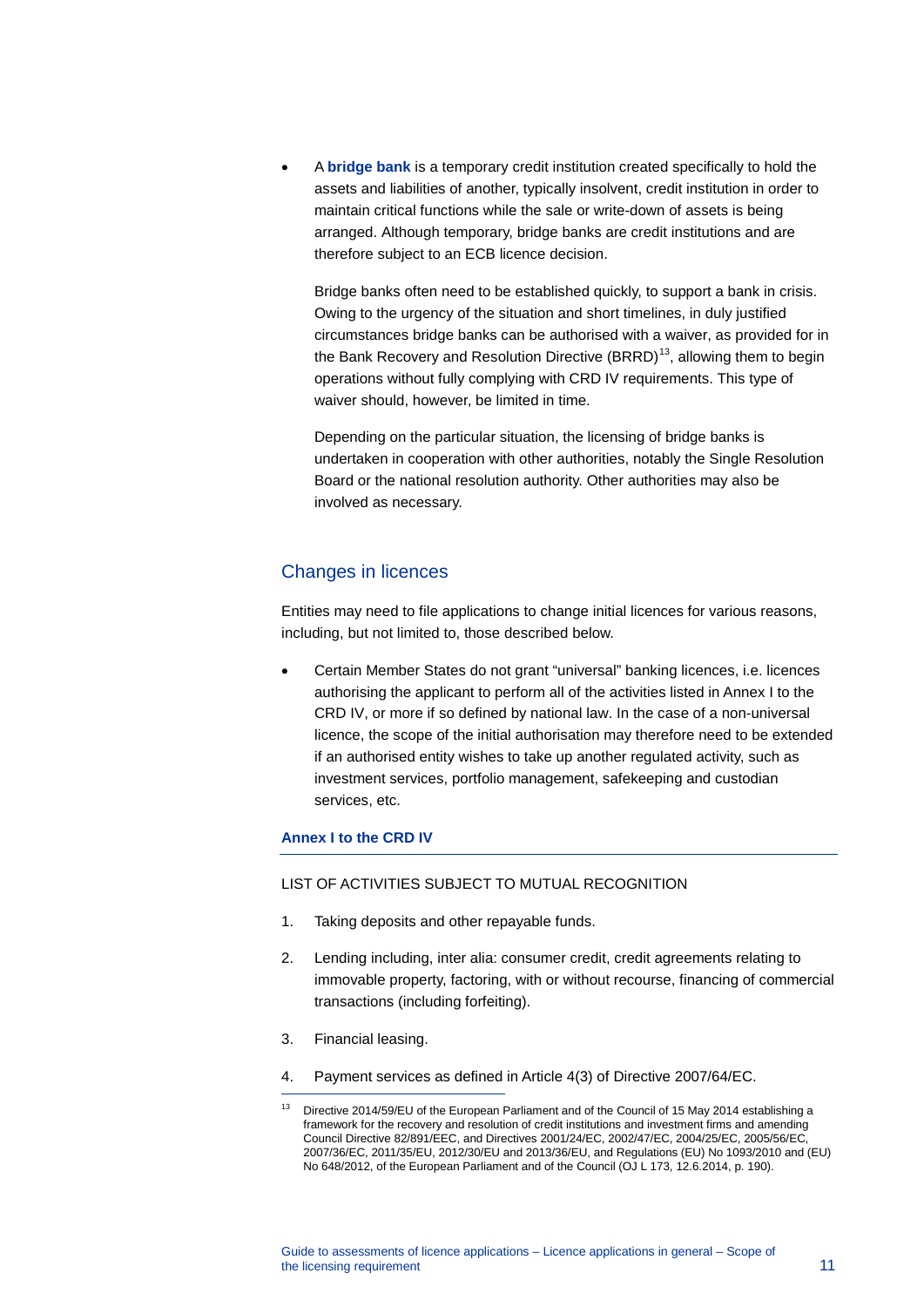- A **bridge bank** is a temporary credit institution created specifically to hold the assets and liabilities of another, typically insolvent, credit institution in order to maintain critical functions while the sale or write-down of assets is being arranged. Although temporary, bridge banks are credit institutions and are therefore subject to an ECB licence decision.

  Bridge banks often need to be established quickly, to support a bank in crisis. Owing to the urgency of the situation and short timelines, in duly justified circumstances bridge banks can be authorised with a waiver, as provided for in the Bank Recovery and Resolution Directive (BRRD)[13], allowing them to begin operations without fully complying with CRD IV requirements. This type of waiver should, however, be limited in time.

  Depending on the particular situation, the licensing of bridge banks is undertaken in cooperation with other authorities, notably the Single Resolution Board or the national resolution authority. Other authorities may also be involved as necessary.

## Changes in licences

Entities may need to file applications to change initial licences for various reasons, including, but not limited to, those described below.

- Certain Member States do not grant "universal" banking licences, i.e. licences authorising the applicant to perform all of the activities listed in Annex I to the CRD IV, or more if so defined by national law. In the case of a non-universal licence, the scope of the initial authorisation may therefore need to be extended if an authorised entity wishes to take up another regulated activity, such as investment services, portfolio management, safekeeping and custodian services, etc.

**Annex I to the CRD IV**

LIST OF ACTIVITIES SUBJECT TO MUTUAL RECOGNITION

1. Taking deposits and other repayable funds.
2. Lending including, inter alia: consumer credit, credit agreements relating to immovable property, factoring, with or without recourse, financing of commercial transactions (including forfeiting).
3. Financial leasing.
4. Payment services as defined in Article 4(3) of Directive 2007/64/EC.

---

[13] Directive 2014/59/EU of the European Parliament and of the Council of 15 May 2014 establishing a framework for the recovery and resolution of credit institutions and investment firms and amending Council Directive 82/891/EEC, and Directives 2001/24/EC, 2002/47/EC, 2004/25/EC, 2005/56/EC, 2007/36/EC, 2011/35/EU, 2012/30/EU and 2013/36/EU, and Regulations (EU) No 1093/2010 and (EU) No 648/2012, of the European Parliament and of the Council (OJ L 173, 12.6.2014, p. 190).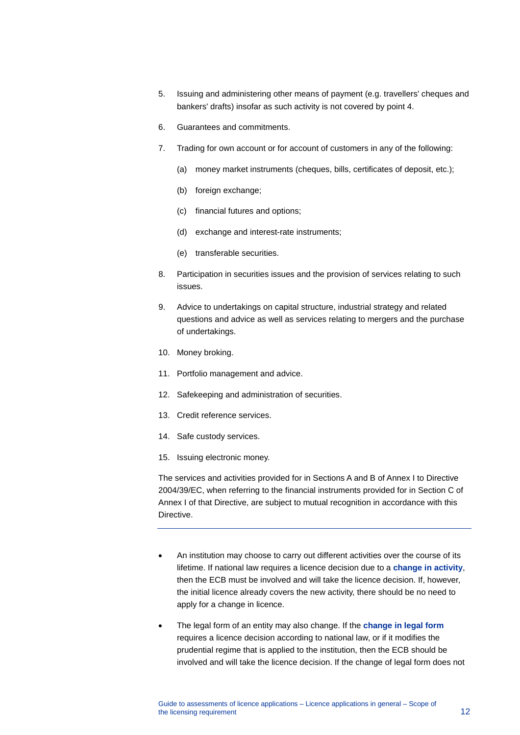5. Issuing and administering other means of payment (e.g. travellers' cheques and bankers' drafts) insofar as such activity is not covered by point 4.

6. Guarantees and commitments.

7. Trading for own account or for account of customers in any of the following:

   (a) money market instruments (cheques, bills, certificates of deposit, etc.);

   (b) foreign exchange;

   (c) financial futures and options;

   (d) exchange and interest-rate instruments;

   (e) transferable securities.

8. Participation in securities issues and the provision of services relating to such issues.

9. Advice to undertakings on capital structure, industrial strategy and related questions and advice as well as services relating to mergers and the purchase of undertakings.

10. Money broking.

11. Portfolio management and advice.

12. Safekeeping and administration of securities.

13. Credit reference services.

14. Safe custody services.

15. Issuing electronic money.

The services and activities provided for in Sections A and B of Annex I to Directive 2004/39/EC, when referring to the financial instruments provided for in Section C of Annex I of that Directive, are subject to mutual recognition in accordance with this Directive.

---

- An institution may choose to carry out different activities over the course of its lifetime. If national law requires a licence decision due to a **change in activity**, then the ECB must be involved and will take the licence decision. If, however, the initial licence already covers the new activity, there should be no need to apply for a change in licence.

- The legal form of an entity may also change. If the **change in legal form** requires a licence decision according to national law, or if it modifies the prudential regime that is applied to the institution, then the ECB should be involved and will take the licence decision. If the change of legal form does not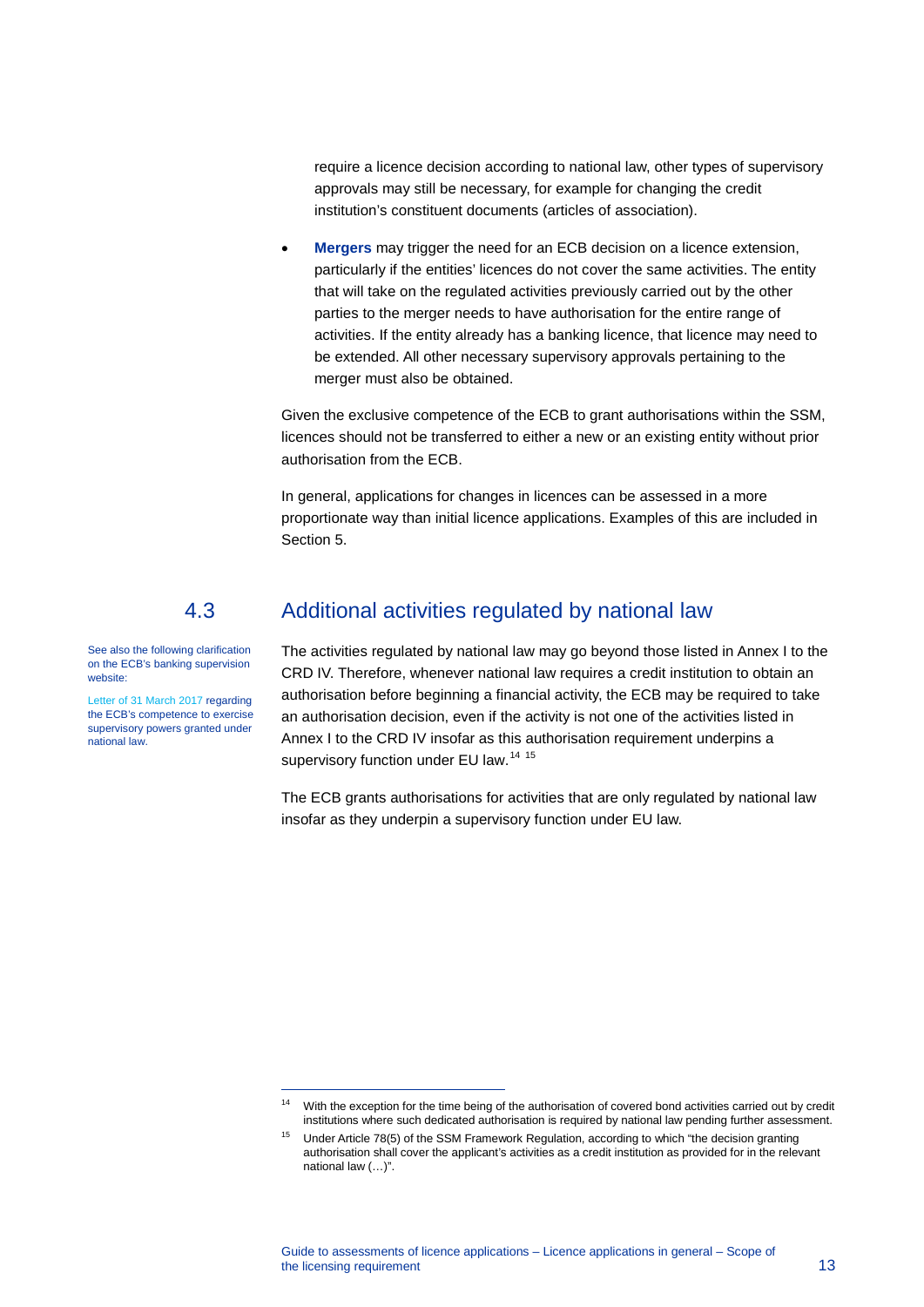require a licence decision according to national law, other types of supervisory approvals may still be necessary, for example for changing the credit institution's constituent documents (articles of association).

- **Mergers** may trigger the need for an ECB decision on a licence extension, particularly if the entities' licences do not cover the same activities. The entity that will take on the regulated activities previously carried out by the other parties to the merger needs to have authorisation for the entire range of activities. If the entity already has a banking licence, that licence may need to be extended. All other necessary supervisory approvals pertaining to the merger must also be obtained.

Given the exclusive competence of the ECB to grant authorisations within the SSM, licences should not be transferred to either a new or an existing entity without prior authorisation from the ECB.

In general, applications for changes in licences can be assessed in a more proportionate way than initial licence applications. Examples of this are included in Section 5.

## 4.3 Additional activities regulated by national law

See also the following clarification on the ECB's banking supervision website:

Letter of 31 March 2017 regarding the ECB's competence to exercise supervisory powers granted under national law.

The activities regulated by national law may go beyond those listed in Annex I to the CRD IV. Therefore, whenever national law requires a credit institution to obtain an authorisation before beginning a financial activity, the ECB may be required to take an authorisation decision, even if the activity is not one of the activities listed in Annex I to the CRD IV insofar as this authorisation requirement underpins a supervisory function under EU law.[14] [15]

The ECB grants authorisations for activities that are only regulated by national law insofar as they underpin a supervisory function under EU law.

[14] With the exception for the time being of the authorisation of covered bond activities carried out by credit institutions where such dedicated authorisation is required by national law pending further assessment.

[15] Under Article 78(5) of the SSM Framework Regulation, according to which "the decision granting authorisation shall cover the applicant's activities as a credit institution as provided for in the relevant national law (…)".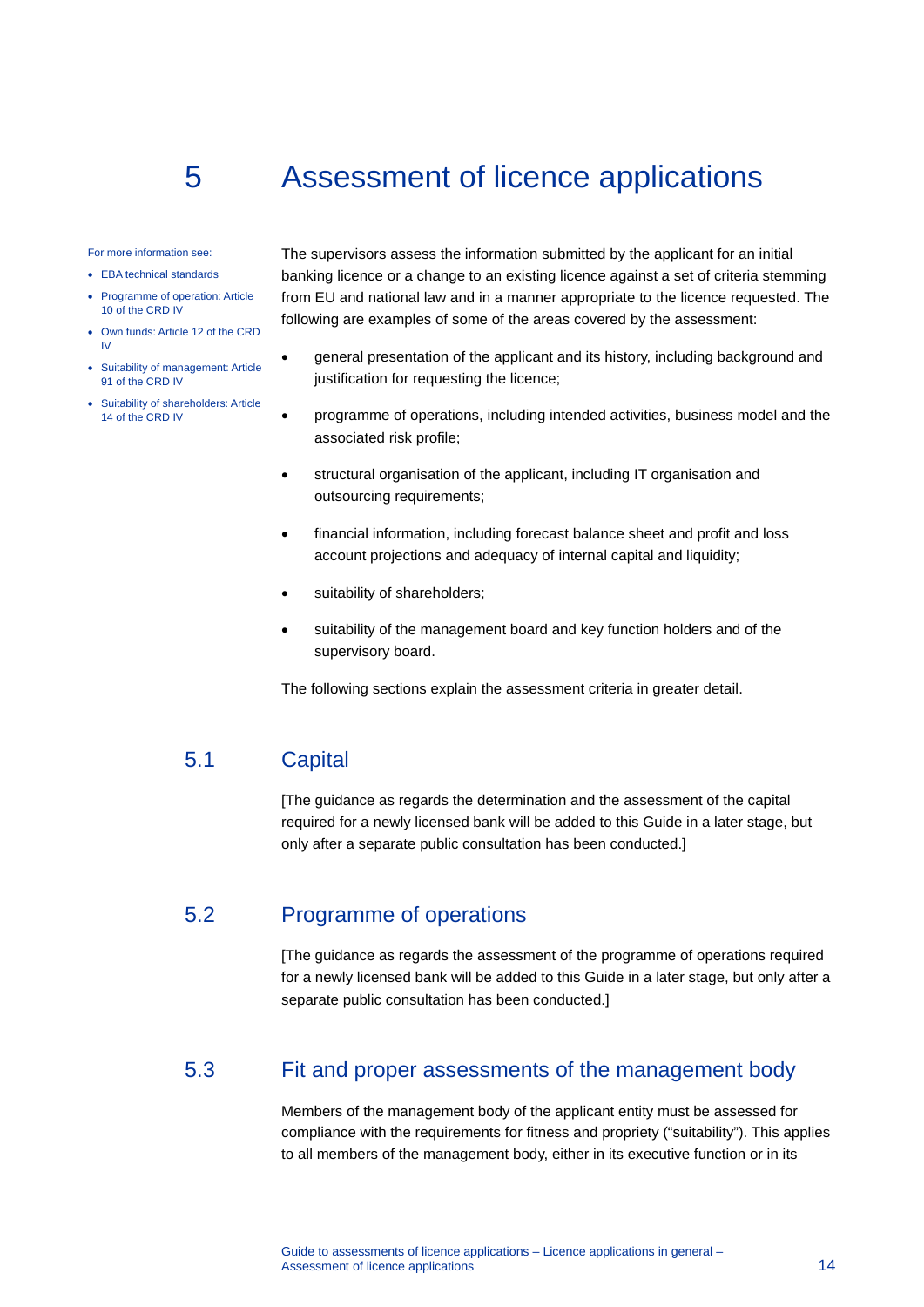# 5 Assessment of licence applications

For more information see:

- EBA technical standards
- Programme of operation: Article 10 of the CRD IV
- Own funds: Article 12 of the CRD IV
- Suitability of management: Article 91 of the CRD IV
- Suitability of shareholders: Article 14 of the CRD IV

The supervisors assess the information submitted by the applicant for an initial banking licence or a change to an existing licence against a set of criteria stemming from EU and national law and in a manner appropriate to the licence requested. The following are examples of some of the areas covered by the assessment:

- general presentation of the applicant and its history, including background and justification for requesting the licence;
- programme of operations, including intended activities, business model and the associated risk profile;
- structural organisation of the applicant, including IT organisation and outsourcing requirements;
- financial information, including forecast balance sheet and profit and loss account projections and adequacy of internal capital and liquidity;
- suitability of shareholders;
- suitability of the management board and key function holders and of the supervisory board.

The following sections explain the assessment criteria in greater detail.

## 5.1 Capital

[The guidance as regards the determination and the assessment of the capital required for a newly licensed bank will be added to this Guide in a later stage, but only after a separate public consultation has been conducted.]

## 5.2 Programme of operations

[The guidance as regards the assessment of the programme of operations required for a newly licensed bank will be added to this Guide in a later stage, but only after a separate public consultation has been conducted.]

## 5.3 Fit and proper assessments of the management body

Members of the management body of the applicant entity must be assessed for compliance with the requirements for fitness and propriety ("suitability"). This applies to all members of the management body, either in its executive function or in its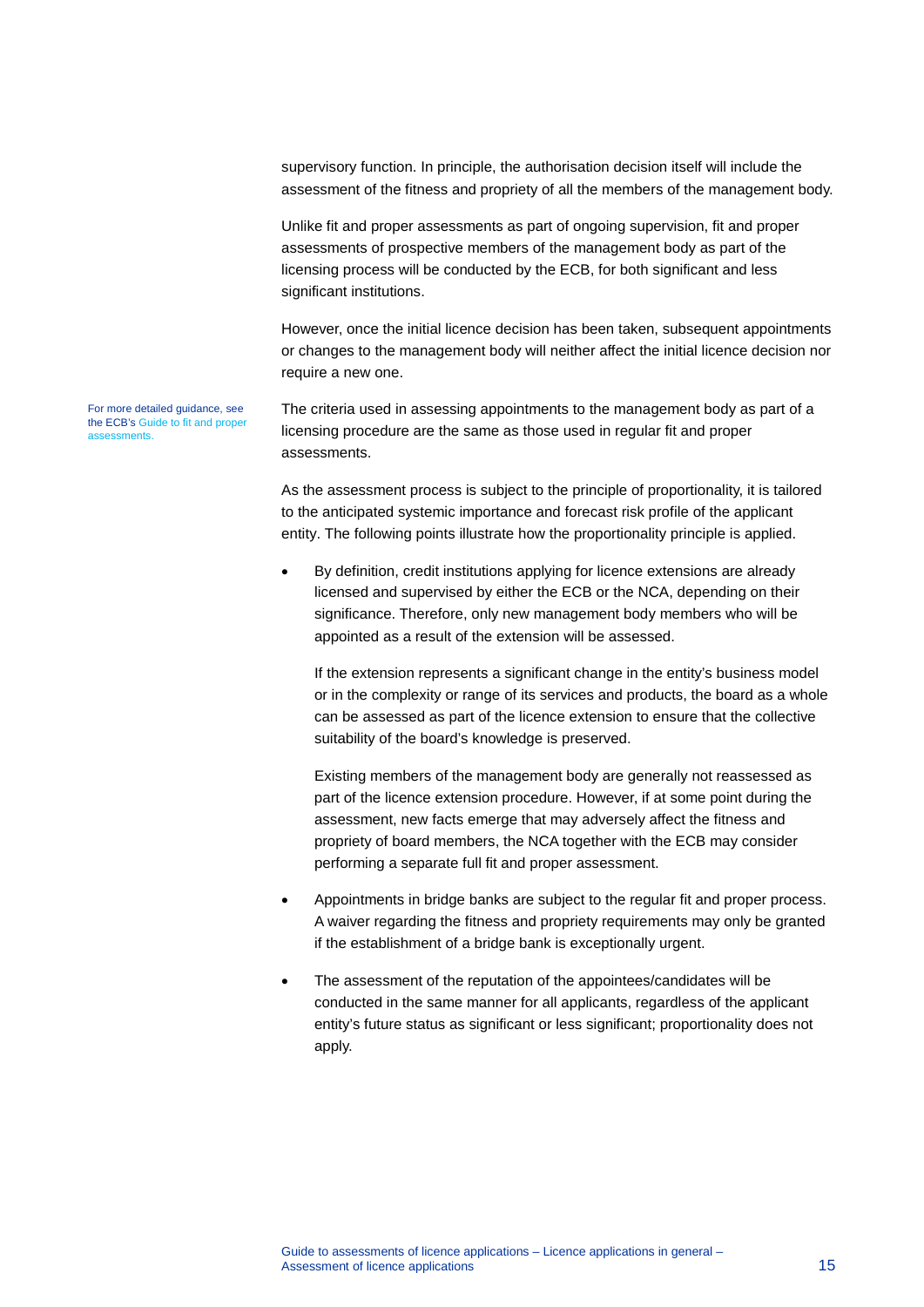supervisory function. In principle, the authorisation decision itself will include the assessment of the fitness and propriety of all the members of the management body.

Unlike fit and proper assessments as part of ongoing supervision, fit and proper assessments of prospective members of the management body as part of the licensing process will be conducted by the ECB, for both significant and less significant institutions.

However, once the initial licence decision has been taken, subsequent appointments or changes to the management body will neither affect the initial licence decision nor require a new one.

For more detailed guidance, see the ECB's Guide to fit and proper assessments.

The criteria used in assessing appointments to the management body as part of a licensing procedure are the same as those used in regular fit and proper assessments.

As the assessment process is subject to the principle of proportionality, it is tailored to the anticipated systemic importance and forecast risk profile of the applicant entity. The following points illustrate how the proportionality principle is applied.

- By definition, credit institutions applying for licence extensions are already licensed and supervised by either the ECB or the NCA, depending on their significance. Therefore, only new management body members who will be appointed as a result of the extension will be assessed.

  If the extension represents a significant change in the entity's business model or in the complexity or range of its services and products, the board as a whole can be assessed as part of the licence extension to ensure that the collective suitability of the board's knowledge is preserved.

  Existing members of the management body are generally not reassessed as part of the licence extension procedure. However, if at some point during the assessment, new facts emerge that may adversely affect the fitness and propriety of board members, the NCA together with the ECB may consider performing a separate full fit and proper assessment.

- Appointments in bridge banks are subject to the regular fit and proper process. A waiver regarding the fitness and propriety requirements may only be granted if the establishment of a bridge bank is exceptionally urgent.

- The assessment of the reputation of the appointees/candidates will be conducted in the same manner for all applicants, regardless of the applicant entity's future status as significant or less significant; proportionality does not apply.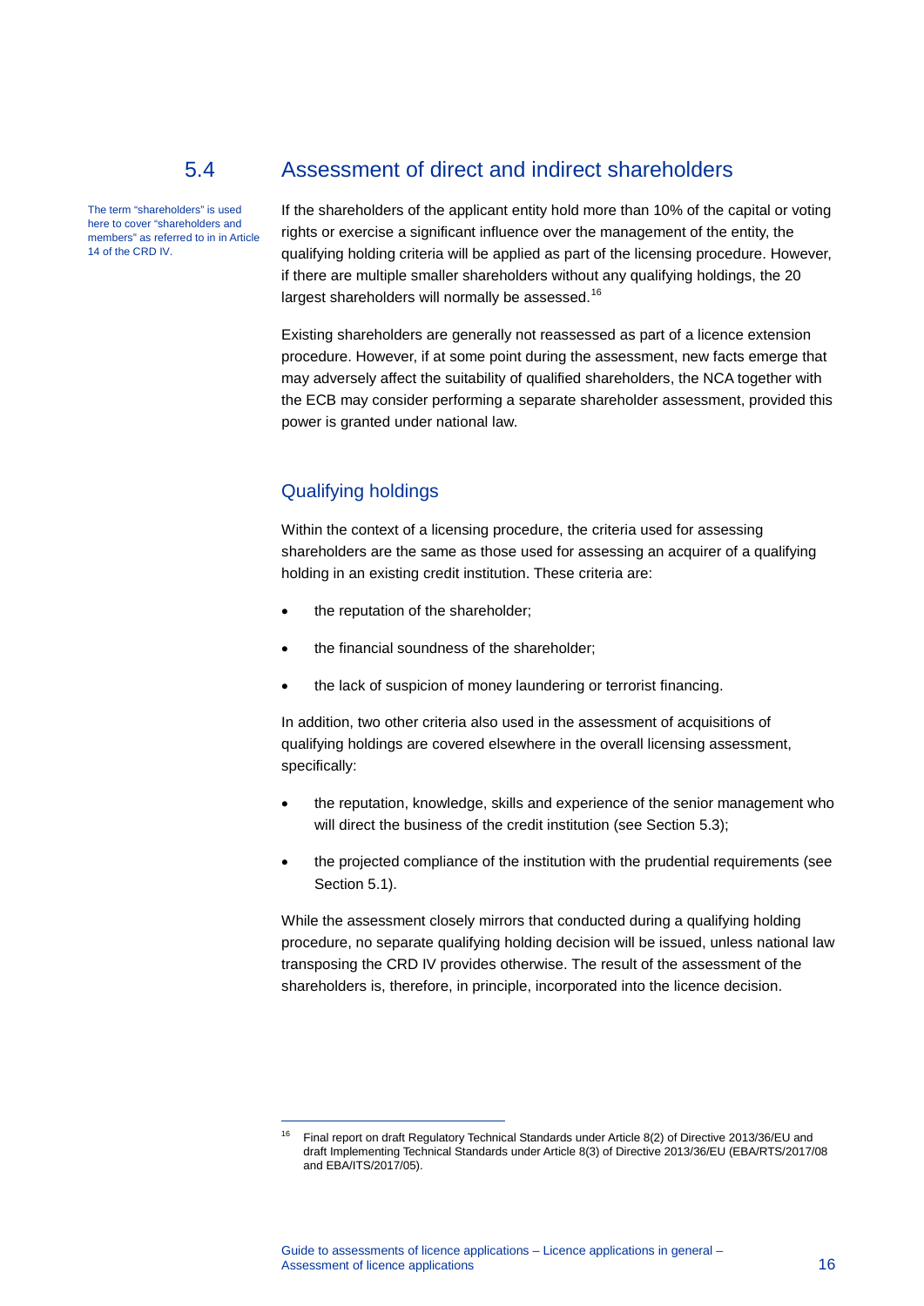## 5.4 Assessment of direct and indirect shareholders

The term “shareholders” is used here to cover “shareholders and members” as referred to in in Article 14 of the CRD IV.

If the shareholders of the applicant entity hold more than 10% of the capital or voting rights or exercise a significant influence over the management of the entity, the qualifying holding criteria will be applied as part of the licensing procedure. However, if there are multiple smaller shareholders without any qualifying holdings, the 20 largest shareholders will normally be assessed.[16]

Existing shareholders are generally not reassessed as part of a licence extension procedure. However, if at some point during the assessment, new facts emerge that may adversely affect the suitability of qualified shareholders, the NCA together with the ECB may consider performing a separate shareholder assessment, provided this power is granted under national law.

### Qualifying holdings

Within the context of a licensing procedure, the criteria used for assessing shareholders are the same as those used for assessing an acquirer of a qualifying holding in an existing credit institution. These criteria are:

- the reputation of the shareholder;
- the financial soundness of the shareholder;
- the lack of suspicion of money laundering or terrorist financing.

In addition, two other criteria also used in the assessment of acquisitions of qualifying holdings are covered elsewhere in the overall licensing assessment, specifically:

- the reputation, knowledge, skills and experience of the senior management who will direct the business of the credit institution (see Section 5.3);
- the projected compliance of the institution with the prudential requirements (see Section 5.1).

While the assessment closely mirrors that conducted during a qualifying holding procedure, no separate qualifying holding decision will be issued, unless national law transposing the CRD IV provides otherwise. The result of the assessment of the shareholders is, therefore, in principle, incorporated into the licence decision.

---

[16] Final report on draft Regulatory Technical Standards under Article 8(2) of Directive 2013/36/EU and draft Implementing Technical Standards under Article 8(3) of Directive 2013/36/EU (EBA/RTS/2017/08 and EBA/ITS/2017/05).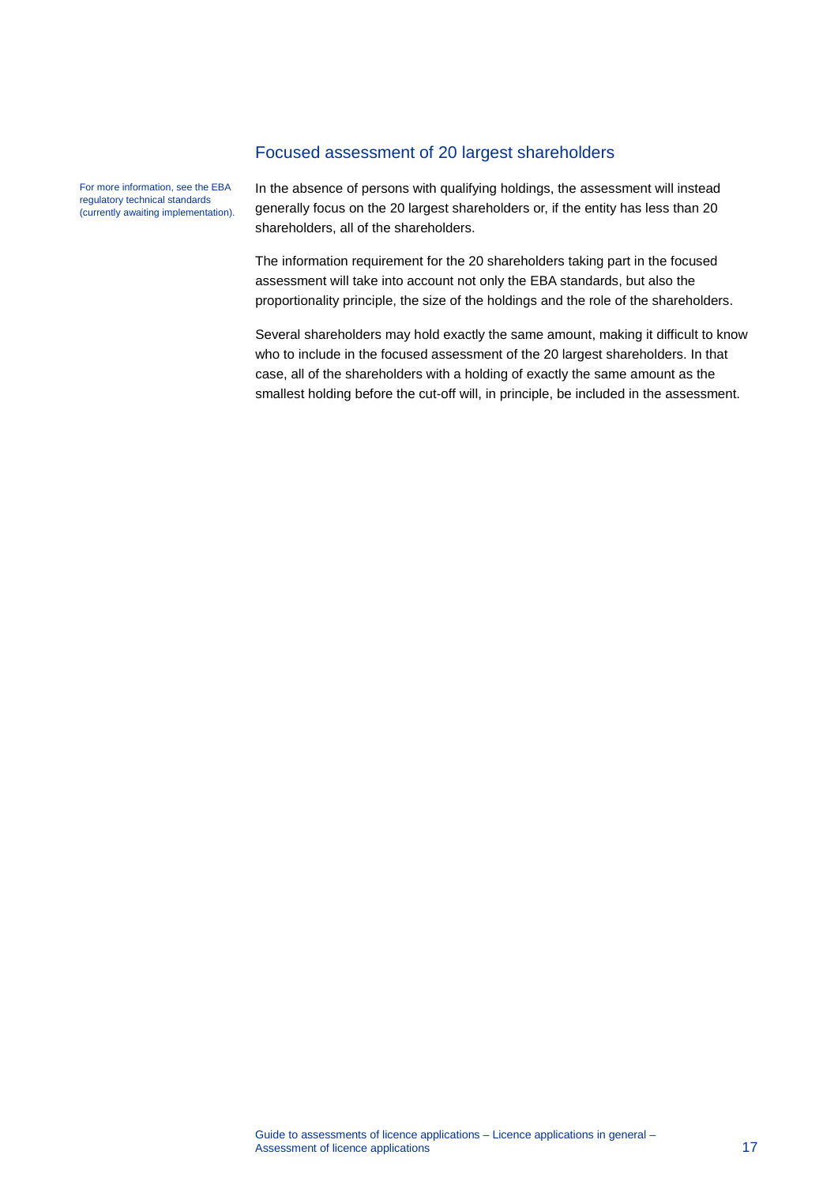## Focused assessment of 20 largest shareholders

For more information, see the EBA regulatory technical standards (currently awaiting implementation).

In the absence of persons with qualifying holdings, the assessment will instead generally focus on the 20 largest shareholders or, if the entity has less than 20 shareholders, all of the shareholders.

The information requirement for the 20 shareholders taking part in the focused assessment will take into account not only the EBA standards, but also the proportionality principle, the size of the holdings and the role of the shareholders.

Several shareholders may hold exactly the same amount, making it difficult to know who to include in the focused assessment of the 20 largest shareholders. In that case, all of the shareholders with a holding of exactly the same amount as the smallest holding before the cut-off will, in principle, be included in the assessment.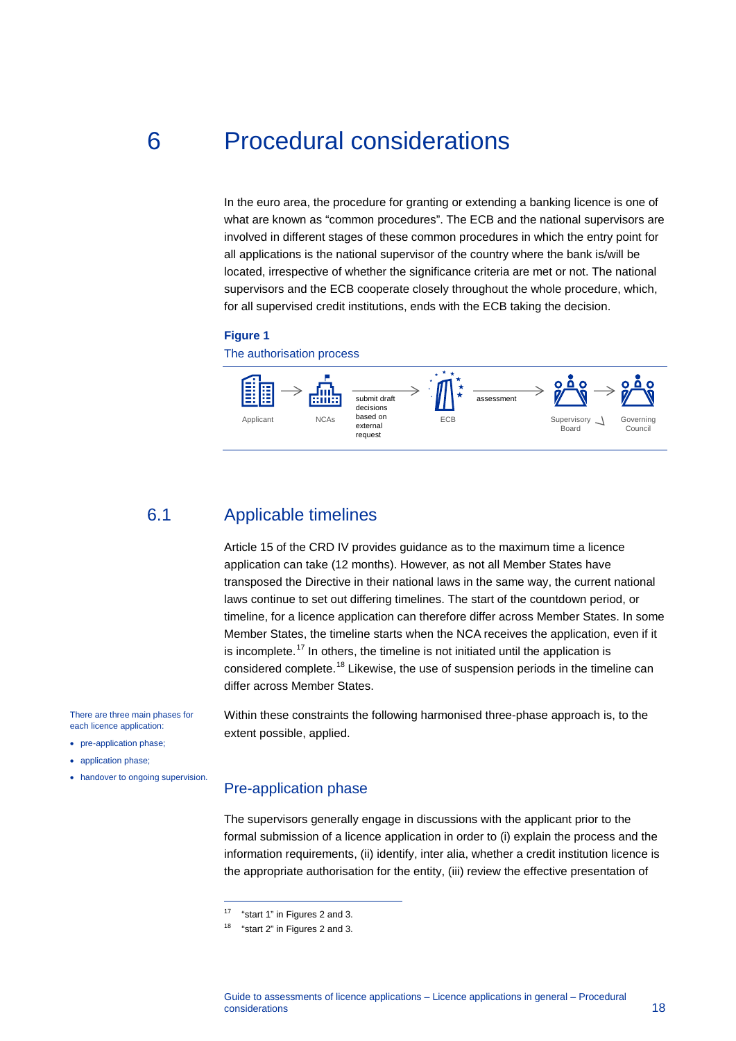# 6 Procedural considerations

In the euro area, the procedure for granting or extending a banking licence is one of what are known as "common procedures". The ECB and the national supervisors are involved in different stages of these common procedures in which the entry point for all applications is the national supervisor of the country where the bank is/will be located, irrespective of whether the significance criteria are met or not. The national supervisors and the ECB cooperate closely throughout the whole procedure, which, for all supervised credit institutions, ends with the ECB taking the decision.

**Figure 1**

The authorisation process

Applicant → NCAs → submit draft decisions based on external request → ECB → assessment → Supervisory Board → Governing Council

## 6.1 Applicable timelines

Article 15 of the CRD IV provides guidance as to the maximum time a licence application can take (12 months). However, as not all Member States have transposed the Directive in their national laws in the same way, the current national laws continue to set out differing timelines. The start of the countdown period, or timeline, for a licence application can therefore differ across Member States. In some Member States, the timeline starts when the NCA receives the application, even if it is incomplete.[17] In others, the timeline is not initiated until the application is considered complete.[18] Likewise, the use of suspension periods in the timeline can differ across Member States.

There are three main phases for each licence application:

- pre-application phase;
- application phase;
- handover to ongoing supervision.

Within these constraints the following harmonised three-phase approach is, to the extent possible, applied.

### Pre-application phase

The supervisors generally engage in discussions with the applicant prior to the formal submission of a licence application in order to (i) explain the process and the information requirements, (ii) identify, inter alia, whether a credit institution licence is the appropriate authorisation for the entity, (iii) review the effective presentation of

[17] "start 1" in Figures 2 and 3.

[18] "start 2" in Figures 2 and 3.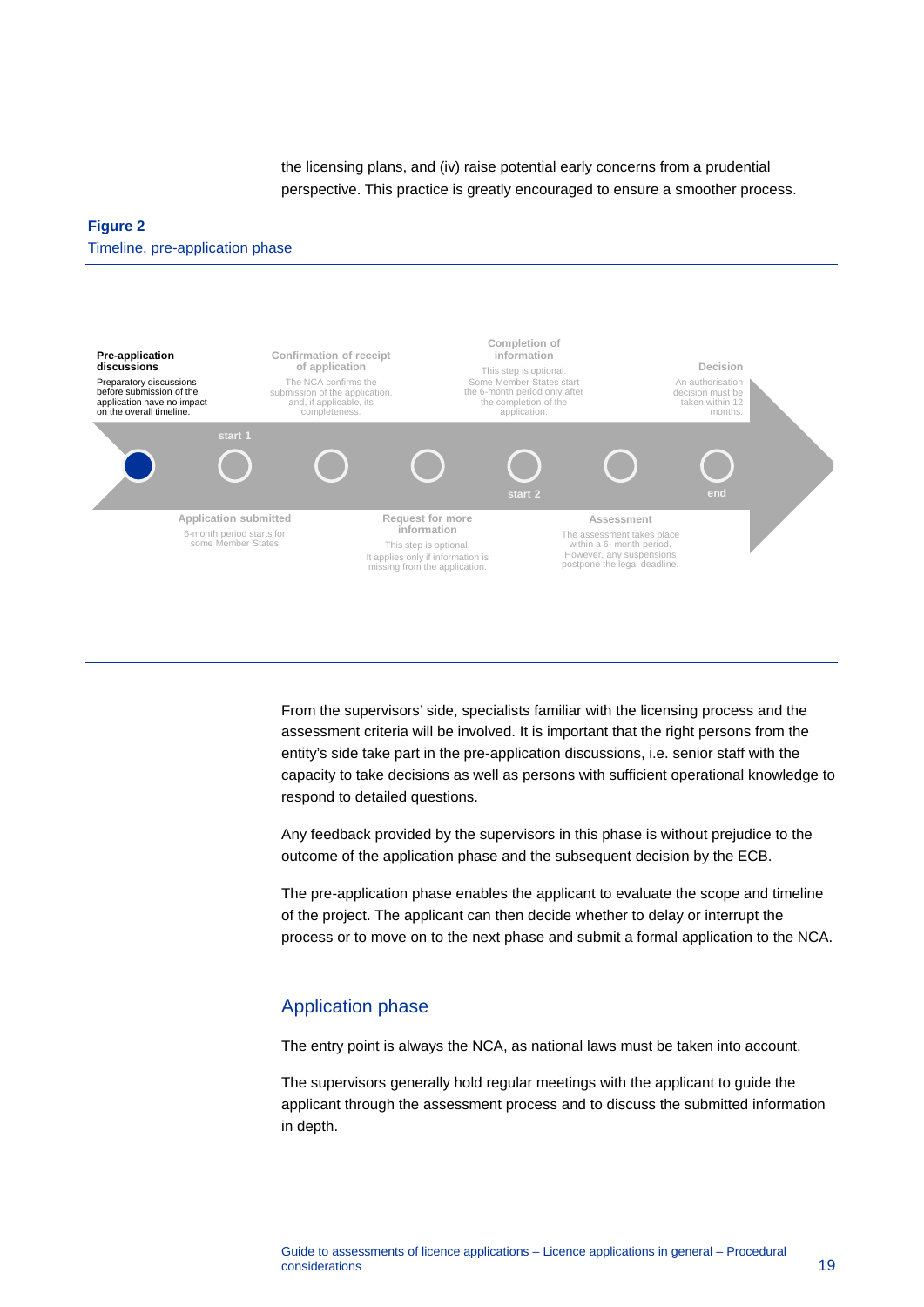the licensing plans, and (iv) raise potential early concerns from a prudential perspective. This practice is greatly encouraged to ensure a smoother process.

**Figure 2**
Timeline, pre-application phase

**Pre-application discussions**
Preparatory discussions before submission of the application have no impact on the overall timeline.

**Confirmation of receipt of application**
The NCA confirms the submission of the application, and, if applicable, its completeness.

**Completion of information**
This step is optional. Some Member States start the 6-month period only after the completion of the application.

**Decision**
An authorisation decision must be taken within 12 months.

start 1

start 2

end

**Application submitted**
6-month period starts for some Member States

**Request for more information**
This step is optional. It applies only if information is missing from the application.

**Assessment**
The assessment takes place within a 6- month period. However, any suspensions postpone the legal deadline.

From the supervisors' side, specialists familiar with the licensing process and the assessment criteria will be involved. It is important that the right persons from the entity's side take part in the pre-application discussions, i.e. senior staff with the capacity to take decisions as well as persons with sufficient operational knowledge to respond to detailed questions.

Any feedback provided by the supervisors in this phase is without prejudice to the outcome of the application phase and the subsequent decision by the ECB.

The pre-application phase enables the applicant to evaluate the scope and timeline of the project. The applicant can then decide whether to delay or interrupt the process or to move on to the next phase and submit a formal application to the NCA.

## Application phase

The entry point is always the NCA, as national laws must be taken into account.

The supervisors generally hold regular meetings with the applicant to guide the applicant through the assessment process and to discuss the submitted information in depth.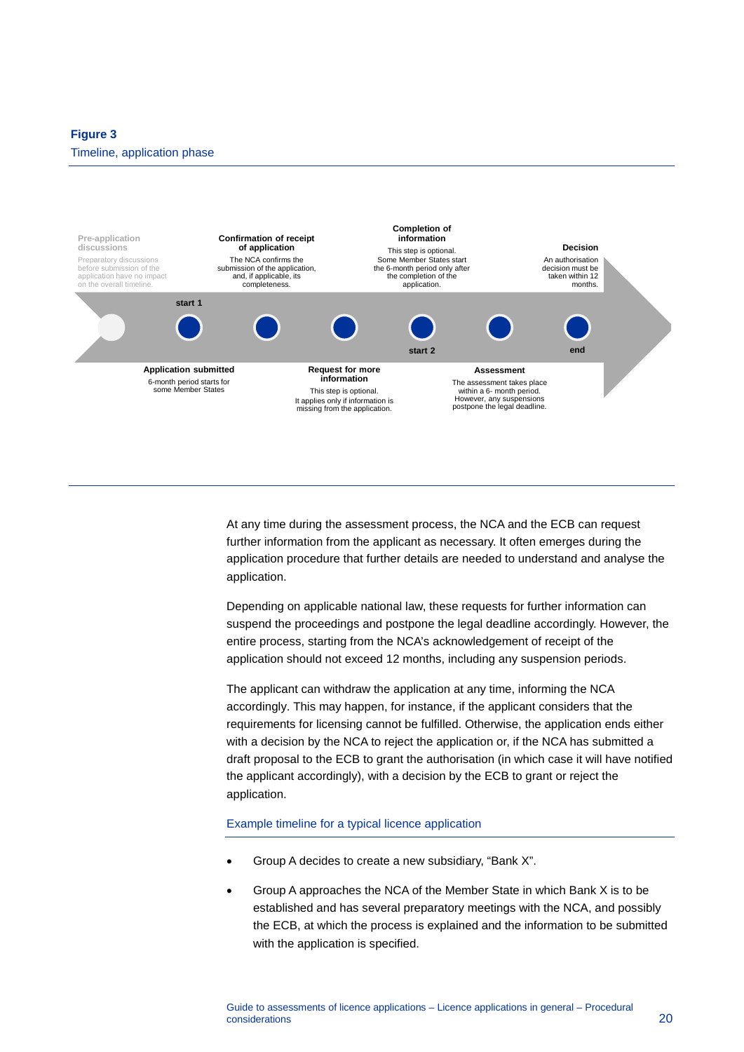**Figure 3**

Timeline, application phase

Pre-application discussions

Preparatory discussions before submission of the application have no impact on the overall timeline.

**Confirmation of receipt of application**

The NCA confirms the submission of the application, and, if applicable, its completeness.

**Completion of information**

This step is optional. Some Member States start the 6-month period only after the completion of the application.

**Decision**

An authorisation decision must be taken within 12 months.

**start 1**

**start 2**

**end**

**Application submitted**

6-month period starts for some Member States

**Request for more information**

This step is optional. It applies only if information is missing from the application.

**Assessment**

The assessment takes place within a 6- month period. However, any suspensions postpone the legal deadline.

At any time during the assessment process, the NCA and the ECB can request further information from the applicant as necessary. It often emerges during the application procedure that further details are needed to understand and analyse the application.

Depending on applicable national law, these requests for further information can suspend the proceedings and postpone the legal deadline accordingly. However, the entire process, starting from the NCA's acknowledgement of receipt of the application should not exceed 12 months, including any suspension periods.

The applicant can withdraw the application at any time, informing the NCA accordingly. This may happen, for instance, if the applicant considers that the requirements for licensing cannot be fulfilled. Otherwise, the application ends either with a decision by the NCA to reject the application or, if the NCA has submitted a draft proposal to the ECB to grant the authorisation (in which case it will have notified the applicant accordingly), with a decision by the ECB to grant or reject the application.

### Example timeline for a typical licence application

- Group A decides to create a new subsidiary, "Bank X".
- Group A approaches the NCA of the Member State in which Bank X is to be established and has several preparatory meetings with the NCA, and possibly the ECB, at which the process is explained and the information to be submitted with the application is specified.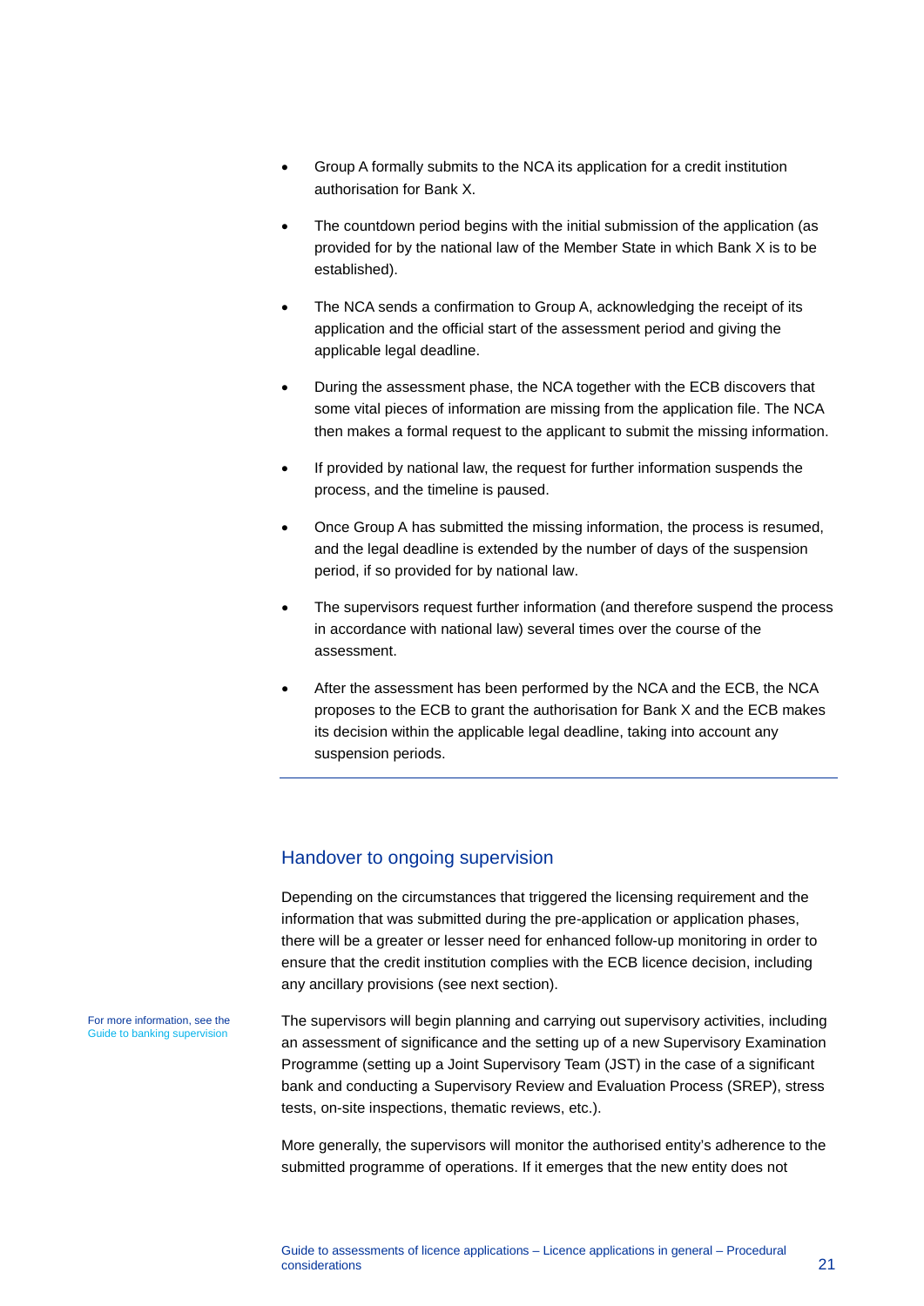- Group A formally submits to the NCA its application for a credit institution authorisation for Bank X.
- The countdown period begins with the initial submission of the application (as provided for by the national law of the Member State in which Bank X is to be established).
- The NCA sends a confirmation to Group A, acknowledging the receipt of its application and the official start of the assessment period and giving the applicable legal deadline.
- During the assessment phase, the NCA together with the ECB discovers that some vital pieces of information are missing from the application file. The NCA then makes a formal request to the applicant to submit the missing information.
- If provided by national law, the request for further information suspends the process, and the timeline is paused.
- Once Group A has submitted the missing information, the process is resumed, and the legal deadline is extended by the number of days of the suspension period, if so provided for by national law.
- The supervisors request further information (and therefore suspend the process in accordance with national law) several times over the course of the assessment.
- After the assessment has been performed by the NCA and the ECB, the NCA proposes to the ECB to grant the authorisation for Bank X and the ECB makes its decision within the applicable legal deadline, taking into account any suspension periods.

## Handover to ongoing supervision

Depending on the circumstances that triggered the licensing requirement and the information that was submitted during the pre-application or application phases, there will be a greater or lesser need for enhanced follow-up monitoring in order to ensure that the credit institution complies with the ECB licence decision, including any ancillary provisions (see next section).

For more information, see the Guide to banking supervision

The supervisors will begin planning and carrying out supervisory activities, including an assessment of significance and the setting up of a new Supervisory Examination Programme (setting up a Joint Supervisory Team (JST) in the case of a significant bank and conducting a Supervisory Review and Evaluation Process (SREP), stress tests, on-site inspections, thematic reviews, etc.).

More generally, the supervisors will monitor the authorised entity's adherence to the submitted programme of operations. If it emerges that the new entity does not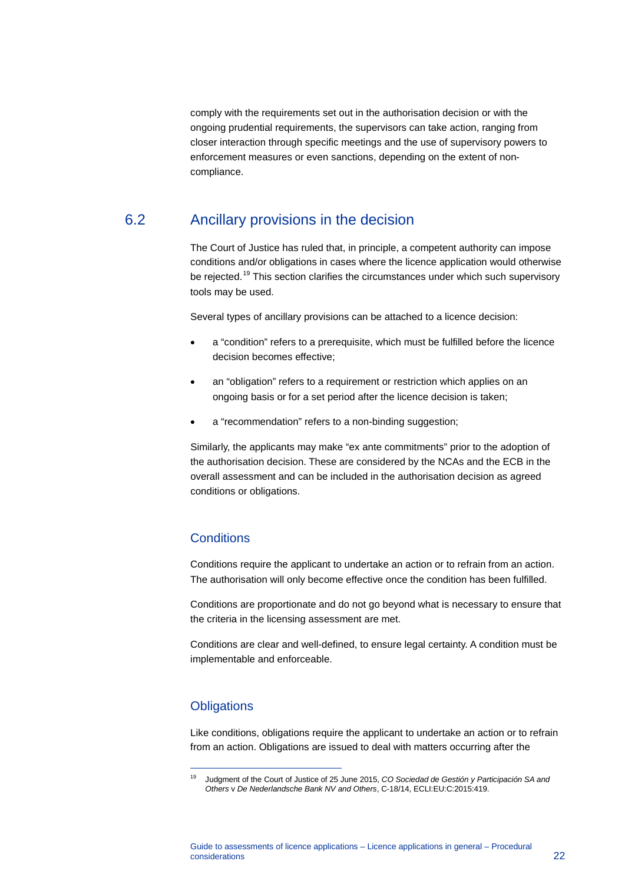comply with the requirements set out in the authorisation decision or with the ongoing prudential requirements, the supervisors can take action, ranging from closer interaction through specific meetings and the use of supervisory powers to enforcement measures or even sanctions, depending on the extent of non-compliance.

## 6.2 Ancillary provisions in the decision

The Court of Justice has ruled that, in principle, a competent authority can impose conditions and/or obligations in cases where the licence application would otherwise be rejected.[19] This section clarifies the circumstances under which such supervisory tools may be used.

Several types of ancillary provisions can be attached to a licence decision:

- a "condition" refers to a prerequisite, which must be fulfilled before the licence decision becomes effective;
- an "obligation" refers to a requirement or restriction which applies on an ongoing basis or for a set period after the licence decision is taken;
- a "recommendation" refers to a non-binding suggestion;

Similarly, the applicants may make "ex ante commitments" prior to the adoption of the authorisation decision. These are considered by the NCAs and the ECB in the overall assessment and can be included in the authorisation decision as agreed conditions or obligations.

### Conditions

Conditions require the applicant to undertake an action or to refrain from an action. The authorisation will only become effective once the condition has been fulfilled.

Conditions are proportionate and do not go beyond what is necessary to ensure that the criteria in the licensing assessment are met.

Conditions are clear and well-defined, to ensure legal certainty. A condition must be implementable and enforceable.

### Obligations

Like conditions, obligations require the applicant to undertake an action or to refrain from an action. Obligations are issued to deal with matters occurring after the

---

[19] Judgment of the Court of Justice of 25 June 2015, *CO Sociedad de Gestión y Participación SA and Others* v *De Nederlandsche Bank NV and Others*, C-18/14, ECLI:EU:C:2015:419.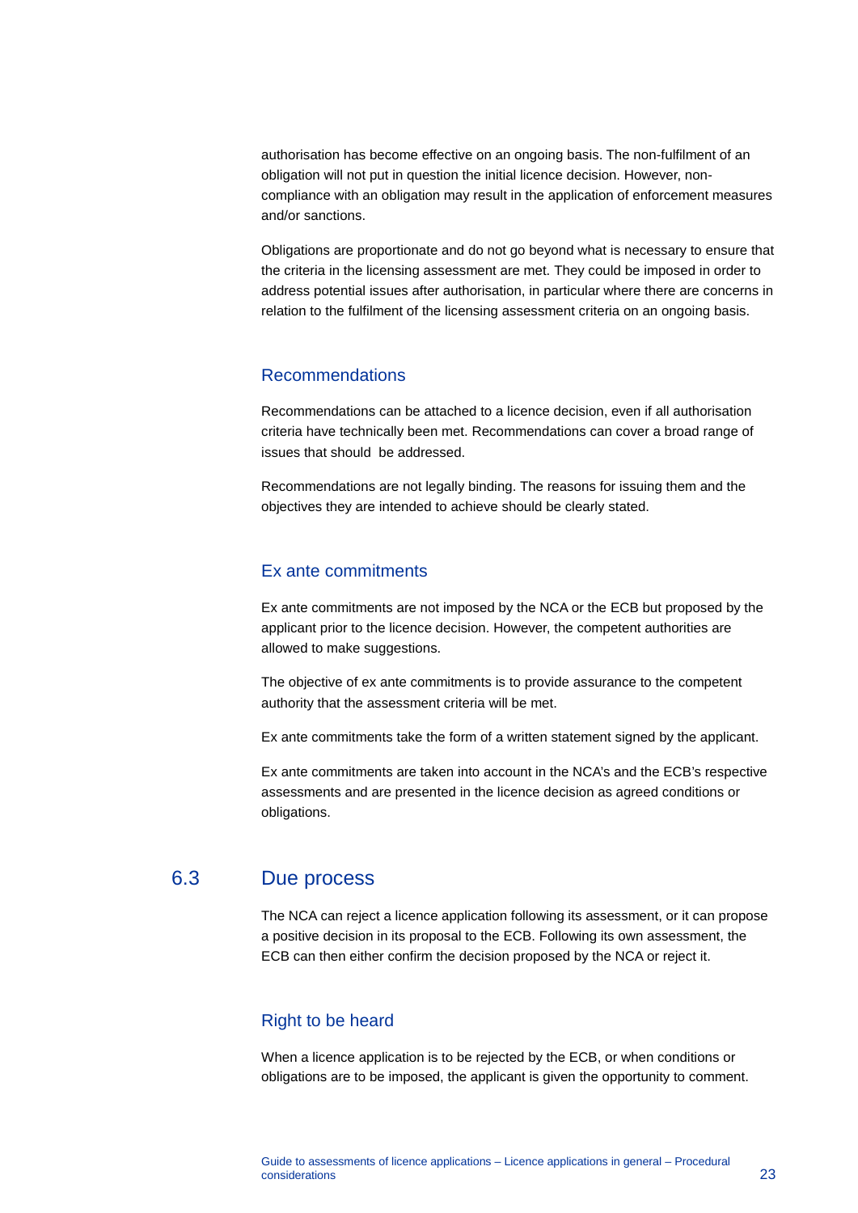authorisation has become effective on an ongoing basis. The non-fulfilment of an obligation will not put in question the initial licence decision. However, non-compliance with an obligation may result in the application of enforcement measures and/or sanctions.

Obligations are proportionate and do not go beyond what is necessary to ensure that the criteria in the licensing assessment are met. They could be imposed in order to address potential issues after authorisation, in particular where there are concerns in relation to the fulfilment of the licensing assessment criteria on an ongoing basis.

### Recommendations

Recommendations can be attached to a licence decision, even if all authorisation criteria have technically been met. Recommendations can cover a broad range of issues that should be addressed.

Recommendations are not legally binding. The reasons for issuing them and the objectives they are intended to achieve should be clearly stated.

### Ex ante commitments

Ex ante commitments are not imposed by the NCA or the ECB but proposed by the applicant prior to the licence decision. However, the competent authorities are allowed to make suggestions.

The objective of ex ante commitments is to provide assurance to the competent authority that the assessment criteria will be met.

Ex ante commitments take the form of a written statement signed by the applicant.

Ex ante commitments are taken into account in the NCA's and the ECB's respective assessments and are presented in the licence decision as agreed conditions or obligations.

## 6.3 Due process

The NCA can reject a licence application following its assessment, or it can propose a positive decision in its proposal to the ECB. Following its own assessment, the ECB can then either confirm the decision proposed by the NCA or reject it.

### Right to be heard

When a licence application is to be rejected by the ECB, or when conditions or obligations are to be imposed, the applicant is given the opportunity to comment.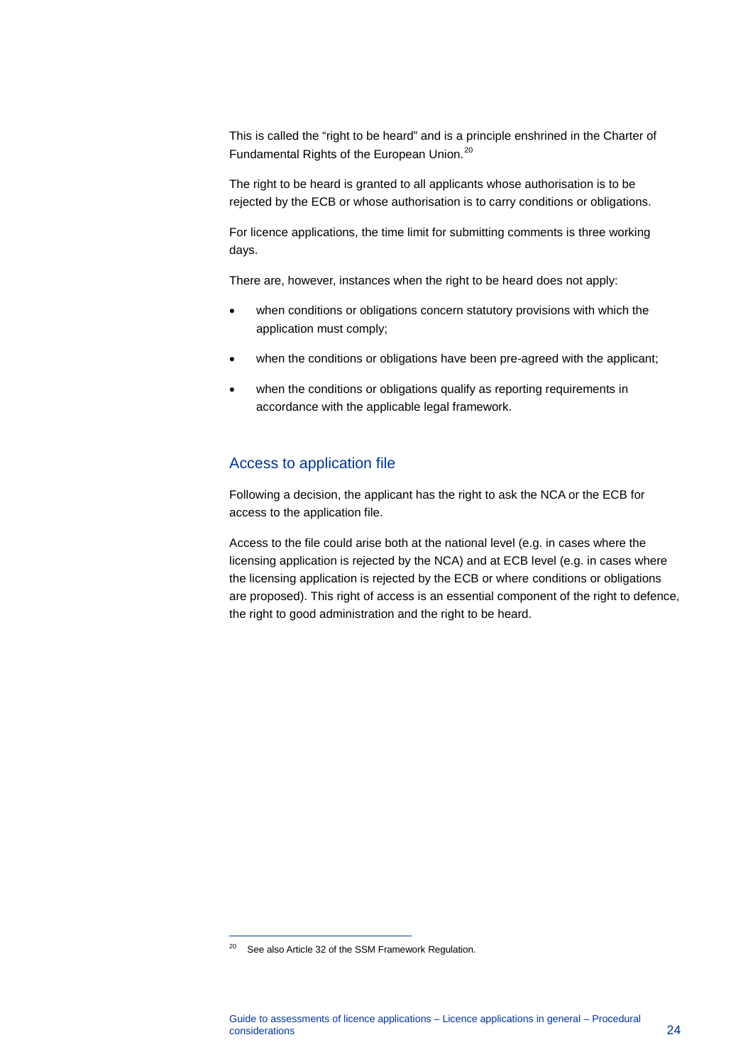This is called the "right to be heard" and is a principle enshrined in the Charter of Fundamental Rights of the European Union.[20]

The right to be heard is granted to all applicants whose authorisation is to be rejected by the ECB or whose authorisation is to carry conditions or obligations.

For licence applications, the time limit for submitting comments is three working days.

There are, however, instances when the right to be heard does not apply:

- when conditions or obligations concern statutory provisions with which the application must comply;
- when the conditions or obligations have been pre-agreed with the applicant;
- when the conditions or obligations qualify as reporting requirements in accordance with the applicable legal framework.

## Access to application file

Following a decision, the applicant has the right to ask the NCA or the ECB for access to the application file.

Access to the file could arise both at the national level (e.g. in cases where the licensing application is rejected by the NCA) and at ECB level (e.g. in cases where the licensing application is rejected by the ECB or where conditions or obligations are proposed). This right of access is an essential component of the right to defence, the right to good administration and the right to be heard.

---

[20] See also Article 32 of the SSM Framework Regulation.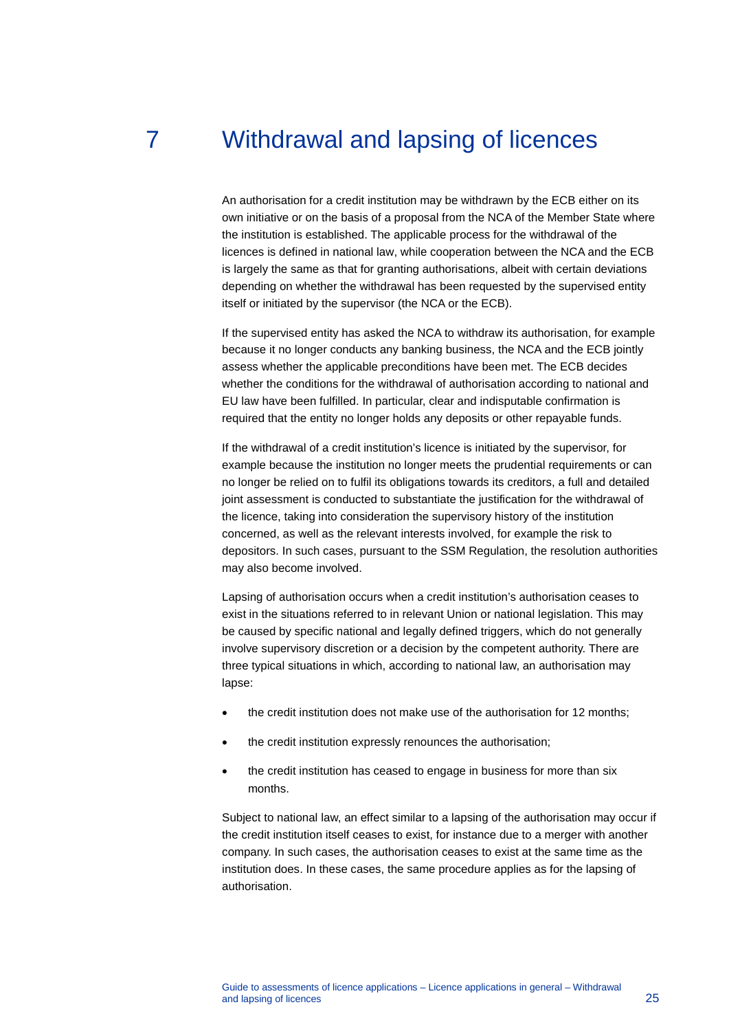# 7 Withdrawal and lapsing of licences

An authorisation for a credit institution may be withdrawn by the ECB either on its own initiative or on the basis of a proposal from the NCA of the Member State where the institution is established. The applicable process for the withdrawal of the licences is defined in national law, while cooperation between the NCA and the ECB is largely the same as that for granting authorisations, albeit with certain deviations depending on whether the withdrawal has been requested by the supervised entity itself or initiated by the supervisor (the NCA or the ECB).

If the supervised entity has asked the NCA to withdraw its authorisation, for example because it no longer conducts any banking business, the NCA and the ECB jointly assess whether the applicable preconditions have been met. The ECB decides whether the conditions for the withdrawal of authorisation according to national and EU law have been fulfilled. In particular, clear and indisputable confirmation is required that the entity no longer holds any deposits or other repayable funds.

If the withdrawal of a credit institution's licence is initiated by the supervisor, for example because the institution no longer meets the prudential requirements or can no longer be relied on to fulfil its obligations towards its creditors, a full and detailed joint assessment is conducted to substantiate the justification for the withdrawal of the licence, taking into consideration the supervisory history of the institution concerned, as well as the relevant interests involved, for example the risk to depositors. In such cases, pursuant to the SSM Regulation, the resolution authorities may also become involved.

Lapsing of authorisation occurs when a credit institution's authorisation ceases to exist in the situations referred to in relevant Union or national legislation. This may be caused by specific national and legally defined triggers, which do not generally involve supervisory discretion or a decision by the competent authority. There are three typical situations in which, according to national law, an authorisation may lapse:

- the credit institution does not make use of the authorisation for 12 months;
- the credit institution expressly renounces the authorisation;
- the credit institution has ceased to engage in business for more than six months.

Subject to national law, an effect similar to a lapsing of the authorisation may occur if the credit institution itself ceases to exist, for instance due to a merger with another company. In such cases, the authorisation ceases to exist at the same time as the institution does. In these cases, the same procedure applies as for the lapsing of authorisation.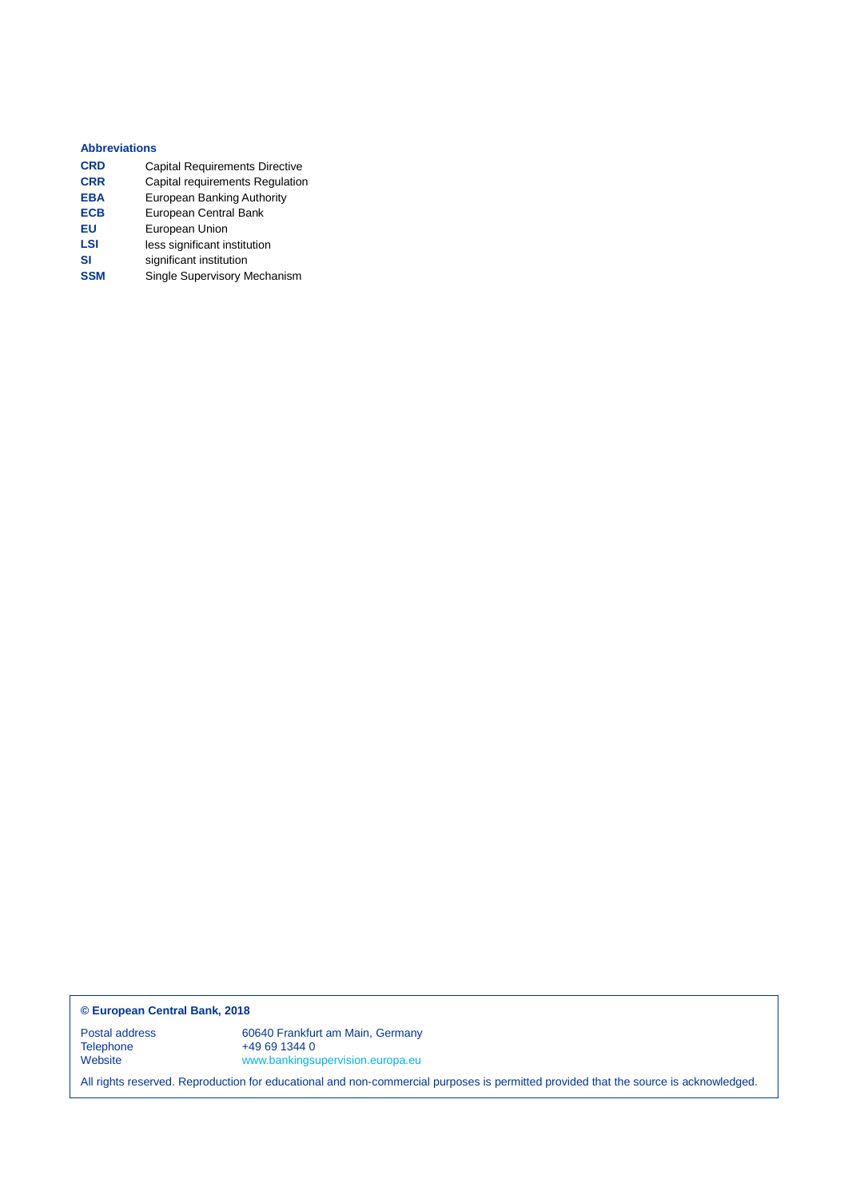### Abbreviations

| | |
|---|---|
| **CRD** | Capital Requirements Directive |
| **CRR** | Capital requirements Regulation |
| **EBA** | European Banking Authority |
| **ECB** | European Central Bank |
| **EU** | European Union |
| **LSI** | less significant institution |
| **SI** | significant institution |
| **SSM** | Single Supervisory Mechanism |

**© European Central Bank, 2018**

| | |
|---|---|
| Postal address | 60640 Frankfurt am Main, Germany |
| Telephone | +49 69 1344 0 |
| Website | www.bankingsupervision.europa.eu |

All rights reserved. Reproduction for educational and non-commercial purposes is permitted provided that the source is acknowledged.